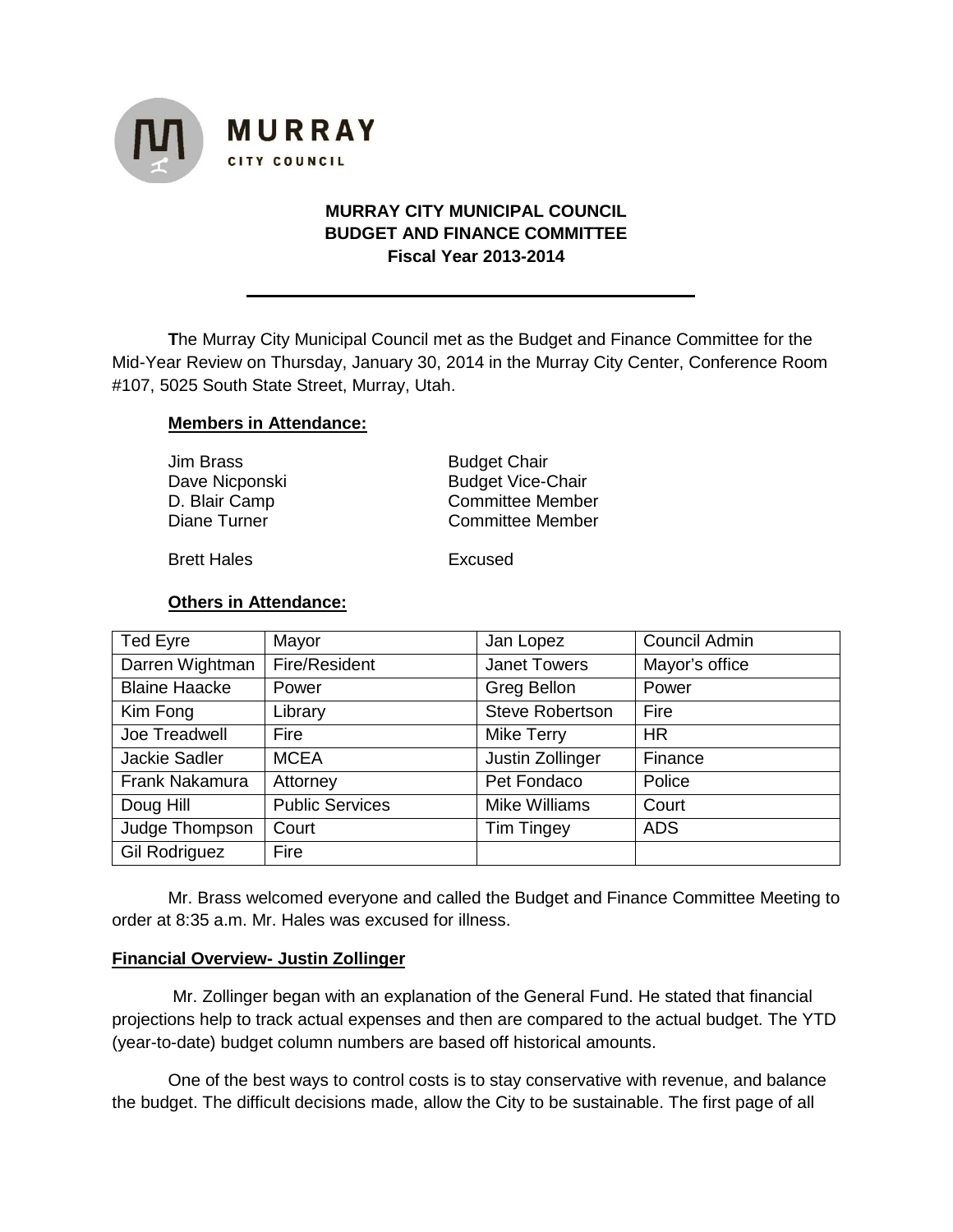# MURRAY CITY MUNICIPAL COUNCIL
## BUDGET AND FINANCE COMMITTEE
### Fiscal Year 2013-2014

---

**T**he Murray City Municipal Council met as the Budget and Finance Committee for the Mid-Year Review on Thursday, January 30, 2014 in the Murray City Center, Conference Room #107, 5025 South State Street, Murray, Utah.

**Members in Attendance:**

| | |
|---|---|
| Jim Brass | Budget Chair |
| Dave Nicponski | Budget Vice-Chair |
| D. Blair Camp | Committee Member |
| Diane Turner | Committee Member |
| Brett Hales | Excused |

**Others in Attendance:**

| | | | |
|---|---|---|---|
| Ted Eyre | Mayor | Jan Lopez | Council Admin |
| Darren Wightman | Fire/Resident | Janet Towers | Mayor's office |
| Blaine Haacke | Power | Greg Bellon | Power |
| Kim Fong | Library | Steve Robertson | Fire |
| Joe Treadwell | Fire | Mike Terry | HR |
| Jackie Sadler | MCEA | Justin Zollinger | Finance |
| Frank Nakamura | Attorney | Pet Fondaco | Police |
| Doug Hill | Public Services | Mike Williams | Court |
| Judge Thompson | Court | Tim Tingey | ADS |
| Gil Rodriguez | Fire | | |

Mr. Brass welcomed everyone and called the Budget and Finance Committee Meeting to order at 8:35 a.m. Mr. Hales was excused for illness.

**Financial Overview- Justin Zollinger**

Mr. Zollinger began with an explanation of the General Fund. He stated that financial projections help to track actual expenses and then are compared to the actual budget. The YTD (year-to-date) budget column numbers are based off historical amounts.

One of the best ways to control costs is to stay conservative with revenue, and balance the budget. The difficult decisions made, allow the City to be sustainable. The first page of all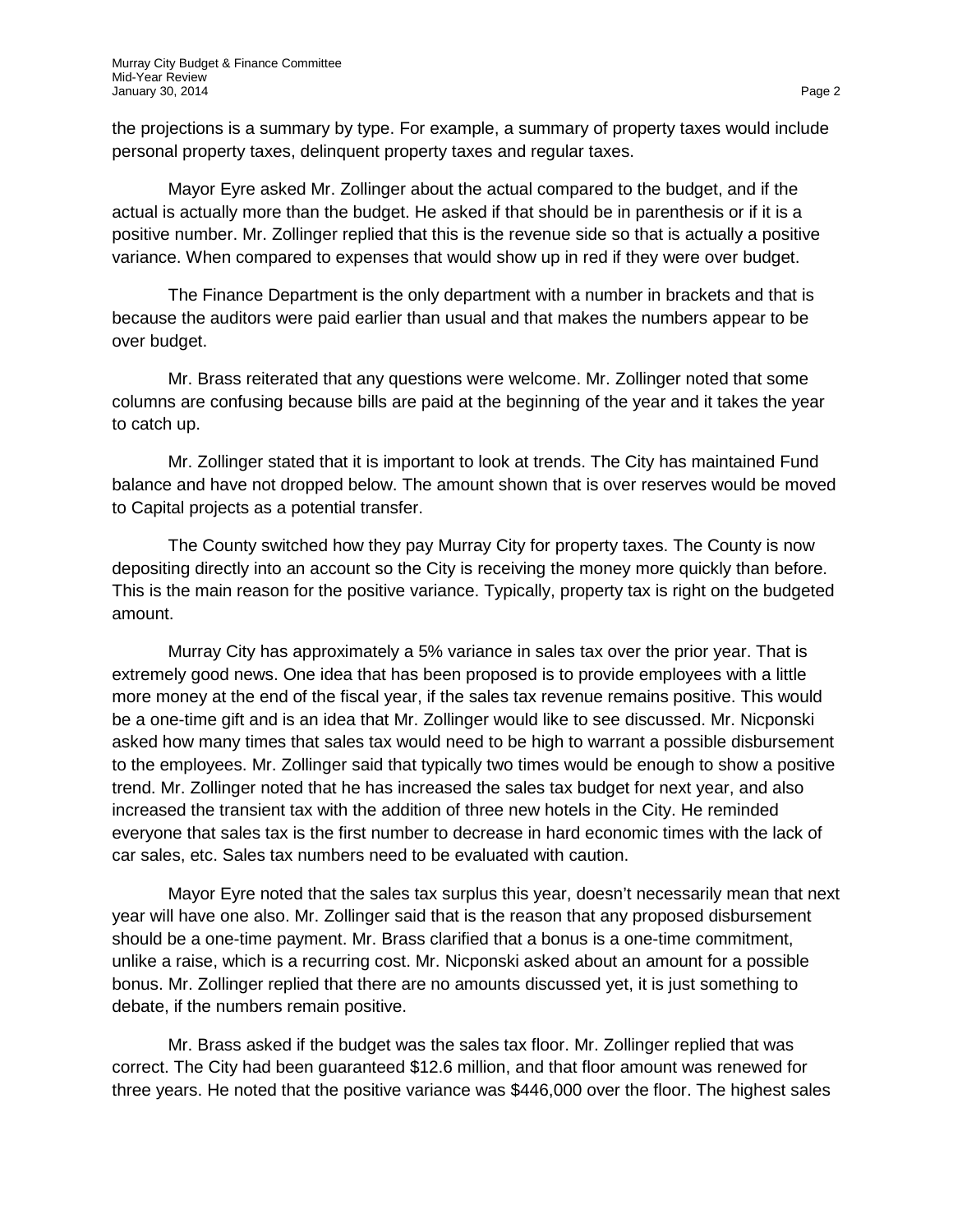the projections is a summary by type. For example, a summary of property taxes would include personal property taxes, delinquent property taxes and regular taxes.

Mayor Eyre asked Mr. Zollinger about the actual compared to the budget, and if the actual is actually more than the budget. He asked if that should be in parenthesis or if it is a positive number. Mr. Zollinger replied that this is the revenue side so that is actually a positive variance. When compared to expenses that would show up in red if they were over budget.

The Finance Department is the only department with a number in brackets and that is because the auditors were paid earlier than usual and that makes the numbers appear to be over budget.

Mr. Brass reiterated that any questions were welcome. Mr. Zollinger noted that some columns are confusing because bills are paid at the beginning of the year and it takes the year to catch up.

Mr. Zollinger stated that it is important to look at trends. The City has maintained Fund balance and have not dropped below. The amount shown that is over reserves would be moved to Capital projects as a potential transfer.

The County switched how they pay Murray City for property taxes. The County is now depositing directly into an account so the City is receiving the money more quickly than before. This is the main reason for the positive variance. Typically, property tax is right on the budgeted amount.

Murray City has approximately a 5% variance in sales tax over the prior year. That is extremely good news. One idea that has been proposed is to provide employees with a little more money at the end of the fiscal year, if the sales tax revenue remains positive. This would be a one-time gift and is an idea that Mr. Zollinger would like to see discussed. Mr. Nicponski asked how many times that sales tax would need to be high to warrant a possible disbursement to the employees. Mr. Zollinger said that typically two times would be enough to show a positive trend. Mr. Zollinger noted that he has increased the sales tax budget for next year, and also increased the transient tax with the addition of three new hotels in the City. He reminded everyone that sales tax is the first number to decrease in hard economic times with the lack of car sales, etc. Sales tax numbers need to be evaluated with caution.

Mayor Eyre noted that the sales tax surplus this year, doesn't necessarily mean that next year will have one also. Mr. Zollinger said that is the reason that any proposed disbursement should be a one-time payment. Mr. Brass clarified that a bonus is a one-time commitment, unlike a raise, which is a recurring cost. Mr. Nicponski asked about an amount for a possible bonus. Mr. Zollinger replied that there are no amounts discussed yet, it is just something to debate, if the numbers remain positive.

Mr. Brass asked if the budget was the sales tax floor. Mr. Zollinger replied that was correct. The City had been guaranteed $12.6 million, and that floor amount was renewed for three years. He noted that the positive variance was $446,000 over the floor. The highest sales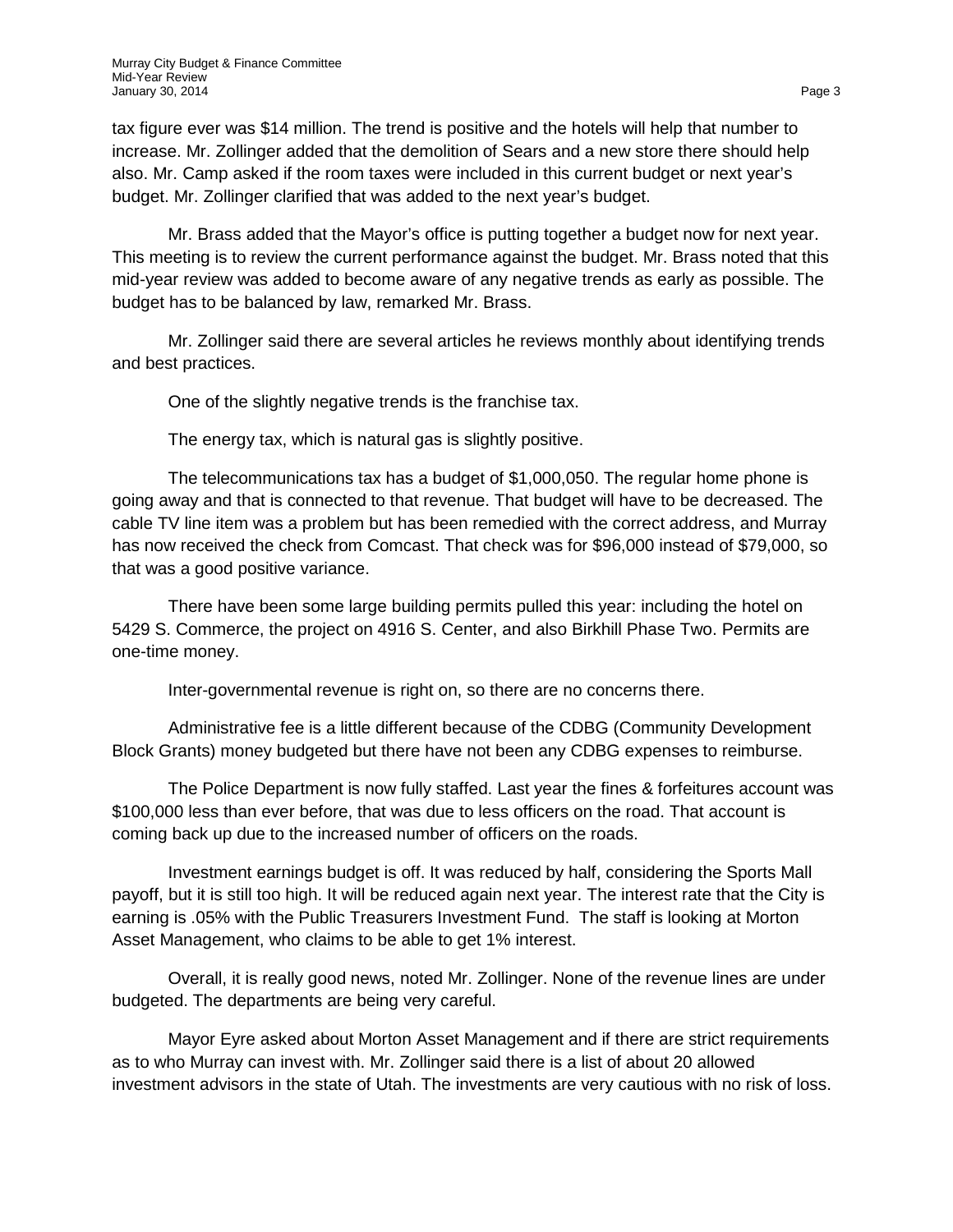tax figure ever was $14 million. The trend is positive and the hotels will help that number to increase. Mr. Zollinger added that the demolition of Sears and a new store there should help also. Mr. Camp asked if the room taxes were included in this current budget or next year's budget. Mr. Zollinger clarified that was added to the next year's budget.

Mr. Brass added that the Mayor's office is putting together a budget now for next year. This meeting is to review the current performance against the budget. Mr. Brass noted that this mid-year review was added to become aware of any negative trends as early as possible. The budget has to be balanced by law, remarked Mr. Brass.

Mr. Zollinger said there are several articles he reviews monthly about identifying trends and best practices.

One of the slightly negative trends is the franchise tax.

The energy tax, which is natural gas is slightly positive.

The telecommunications tax has a budget of $1,000,050. The regular home phone is going away and that is connected to that revenue. That budget will have to be decreased. The cable TV line item was a problem but has been remedied with the correct address, and Murray has now received the check from Comcast. That check was for $96,000 instead of $79,000, so that was a good positive variance.

There have been some large building permits pulled this year: including the hotel on 5429 S. Commerce, the project on 4916 S. Center, and also Birkhill Phase Two. Permits are one-time money.

Inter-governmental revenue is right on, so there are no concerns there.

Administrative fee is a little different because of the CDBG (Community Development Block Grants) money budgeted but there have not been any CDBG expenses to reimburse.

The Police Department is now fully staffed. Last year the fines & forfeitures account was $100,000 less than ever before, that was due to less officers on the road. That account is coming back up due to the increased number of officers on the roads.

Investment earnings budget is off. It was reduced by half, considering the Sports Mall payoff, but it is still too high. It will be reduced again next year. The interest rate that the City is earning is .05% with the Public Treasurers Investment Fund. The staff is looking at Morton Asset Management, who claims to be able to get 1% interest.

Overall, it is really good news, noted Mr. Zollinger. None of the revenue lines are under budgeted. The departments are being very careful.

Mayor Eyre asked about Morton Asset Management and if there are strict requirements as to who Murray can invest with. Mr. Zollinger said there is a list of about 20 allowed investment advisors in the state of Utah. The investments are very cautious with no risk of loss.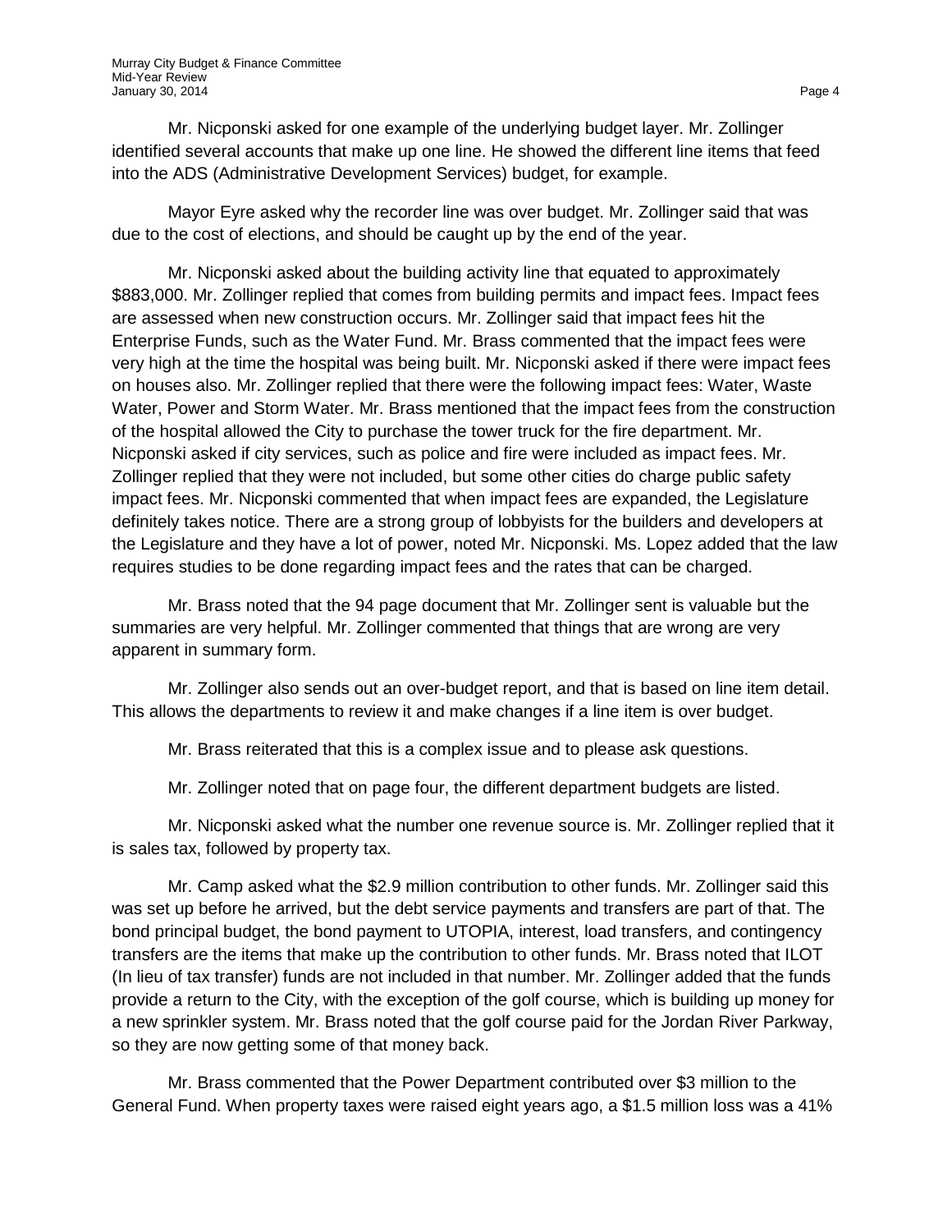Mr. Nicponski asked for one example of the underlying budget layer. Mr. Zollinger identified several accounts that make up one line. He showed the different line items that feed into the ADS (Administrative Development Services) budget, for example.

Mayor Eyre asked why the recorder line was over budget. Mr. Zollinger said that was due to the cost of elections, and should be caught up by the end of the year.

Mr. Nicponski asked about the building activity line that equated to approximately $883,000. Mr. Zollinger replied that comes from building permits and impact fees. Impact fees are assessed when new construction occurs. Mr. Zollinger said that impact fees hit the Enterprise Funds, such as the Water Fund. Mr. Brass commented that the impact fees were very high at the time the hospital was being built. Mr. Nicponski asked if there were impact fees on houses also. Mr. Zollinger replied that there were the following impact fees: Water, Waste Water, Power and Storm Water. Mr. Brass mentioned that the impact fees from the construction of the hospital allowed the City to purchase the tower truck for the fire department. Mr. Nicponski asked if city services, such as police and fire were included as impact fees. Mr. Zollinger replied that they were not included, but some other cities do charge public safety impact fees. Mr. Nicponski commented that when impact fees are expanded, the Legislature definitely takes notice. There are a strong group of lobbyists for the builders and developers at the Legislature and they have a lot of power, noted Mr. Nicponski. Ms. Lopez added that the law requires studies to be done regarding impact fees and the rates that can be charged.

Mr. Brass noted that the 94 page document that Mr. Zollinger sent is valuable but the summaries are very helpful. Mr. Zollinger commented that things that are wrong are very apparent in summary form.

Mr. Zollinger also sends out an over-budget report, and that is based on line item detail. This allows the departments to review it and make changes if a line item is over budget.

Mr. Brass reiterated that this is a complex issue and to please ask questions.

Mr. Zollinger noted that on page four, the different department budgets are listed.

Mr. Nicponski asked what the number one revenue source is. Mr. Zollinger replied that it is sales tax, followed by property tax.

Mr. Camp asked what the $2.9 million contribution to other funds. Mr. Zollinger said this was set up before he arrived, but the debt service payments and transfers are part of that. The bond principal budget, the bond payment to UTOPIA, interest, load transfers, and contingency transfers are the items that make up the contribution to other funds. Mr. Brass noted that ILOT (In lieu of tax transfer) funds are not included in that number. Mr. Zollinger added that the funds provide a return to the City, with the exception of the golf course, which is building up money for a new sprinkler system. Mr. Brass noted that the golf course paid for the Jordan River Parkway, so they are now getting some of that money back.

Mr. Brass commented that the Power Department contributed over $3 million to the General Fund. When property taxes were raised eight years ago, a $1.5 million loss was a 41%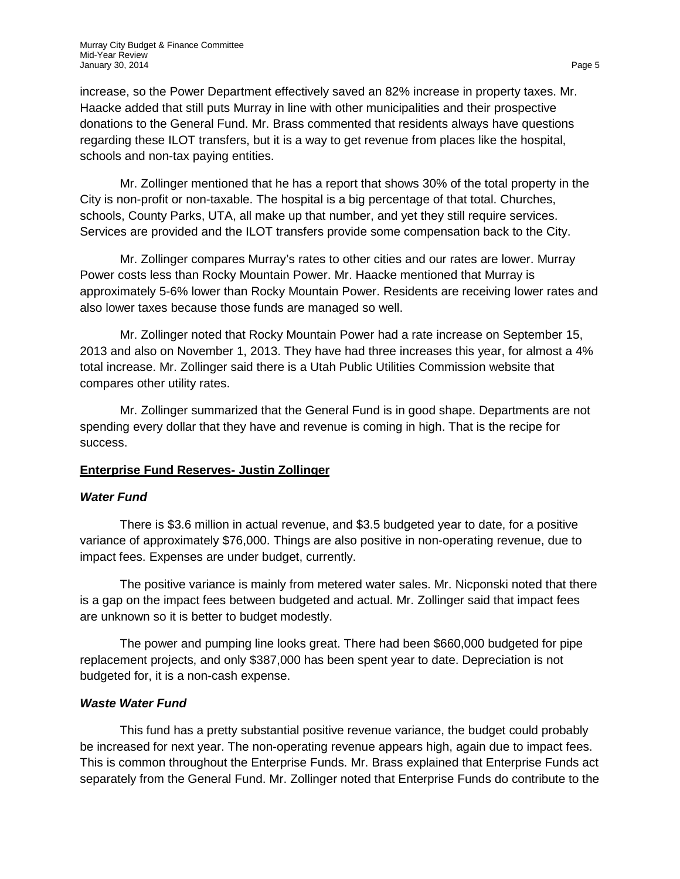increase, so the Power Department effectively saved an 82% increase in property taxes. Mr. Haacke added that still puts Murray in line with other municipalities and their prospective donations to the General Fund. Mr. Brass commented that residents always have questions regarding these ILOT transfers, but it is a way to get revenue from places like the hospital, schools and non-tax paying entities.

Mr. Zollinger mentioned that he has a report that shows 30% of the total property in the City is non-profit or non-taxable. The hospital is a big percentage of that total. Churches, schools, County Parks, UTA, all make up that number, and yet they still require services. Services are provided and the ILOT transfers provide some compensation back to the City.

Mr. Zollinger compares Murray's rates to other cities and our rates are lower. Murray Power costs less than Rocky Mountain Power. Mr. Haacke mentioned that Murray is approximately 5-6% lower than Rocky Mountain Power. Residents are receiving lower rates and also lower taxes because those funds are managed so well.

Mr. Zollinger noted that Rocky Mountain Power had a rate increase on September 15, 2013 and also on November 1, 2013. They have had three increases this year, for almost a 4% total increase. Mr. Zollinger said there is a Utah Public Utilities Commission website that compares other utility rates.

Mr. Zollinger summarized that the General Fund is in good shape. Departments are not spending every dollar that they have and revenue is coming in high. That is the recipe for success.

**Enterprise Fund Reserves- Justin Zollinger**

***Water Fund***

There is $3.6 million in actual revenue, and $3.5 budgeted year to date, for a positive variance of approximately $76,000. Things are also positive in non-operating revenue, due to impact fees. Expenses are under budget, currently.

The positive variance is mainly from metered water sales. Mr. Nicponski noted that there is a gap on the impact fees between budgeted and actual. Mr. Zollinger said that impact fees are unknown so it is better to budget modestly.

The power and pumping line looks great. There had been $660,000 budgeted for pipe replacement projects, and only $387,000 has been spent year to date. Depreciation is not budgeted for, it is a non-cash expense.

***Waste Water Fund***

This fund has a pretty substantial positive revenue variance, the budget could probably be increased for next year. The non-operating revenue appears high, again due to impact fees. This is common throughout the Enterprise Funds. Mr. Brass explained that Enterprise Funds act separately from the General Fund. Mr. Zollinger noted that Enterprise Funds do contribute to the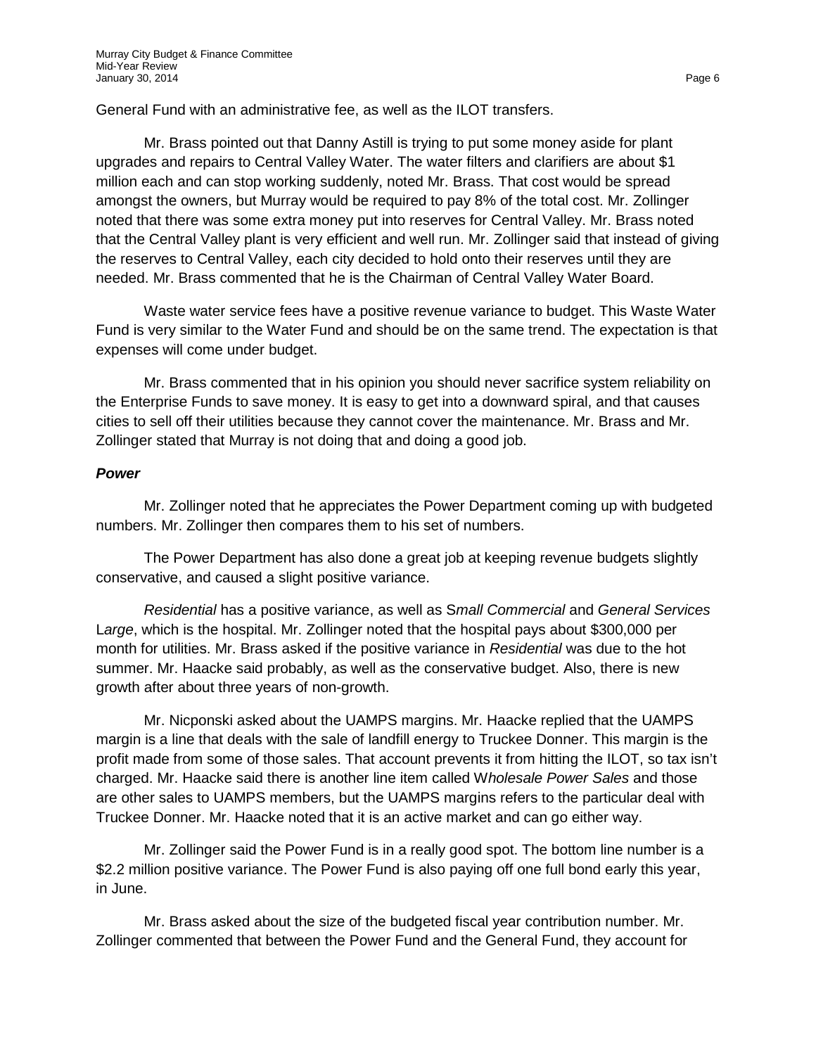General Fund with an administrative fee, as well as the ILOT transfers.

Mr. Brass pointed out that Danny Astill is trying to put some money aside for plant upgrades and repairs to Central Valley Water. The water filters and clarifiers are about $1 million each and can stop working suddenly, noted Mr. Brass. That cost would be spread amongst the owners, but Murray would be required to pay 8% of the total cost. Mr. Zollinger noted that there was some extra money put into reserves for Central Valley. Mr. Brass noted that the Central Valley plant is very efficient and well run. Mr. Zollinger said that instead of giving the reserves to Central Valley, each city decided to hold onto their reserves until they are needed. Mr. Brass commented that he is the Chairman of Central Valley Water Board.

Waste water service fees have a positive revenue variance to budget. This Waste Water Fund is very similar to the Water Fund and should be on the same trend. The expectation is that expenses will come under budget.

Mr. Brass commented that in his opinion you should never sacrifice system reliability on the Enterprise Funds to save money. It is easy to get into a downward spiral, and that causes cities to sell off their utilities because they cannot cover the maintenance. Mr. Brass and Mr. Zollinger stated that Murray is not doing that and doing a good job.

***Power***

Mr. Zollinger noted that he appreciates the Power Department coming up with budgeted numbers. Mr. Zollinger then compares them to his set of numbers.

The Power Department has also done a great job at keeping revenue budgets slightly conservative, and caused a slight positive variance.

*Residential* has a positive variance, as well as S*mall Commercial* and *General Services* L*arge*, which is the hospital. Mr. Zollinger noted that the hospital pays about $300,000 per month for utilities. Mr. Brass asked if the positive variance in *Residential* was due to the hot summer. Mr. Haacke said probably, as well as the conservative budget. Also, there is new growth after about three years of non-growth.

Mr. Nicponski asked about the UAMPS margins. Mr. Haacke replied that the UAMPS margin is a line that deals with the sale of landfill energy to Truckee Donner. This margin is the profit made from some of those sales. That account prevents it from hitting the ILOT, so tax isn't charged. Mr. Haacke said there is another line item called W*holesale Power Sales* and those are other sales to UAMPS members, but the UAMPS margins refers to the particular deal with Truckee Donner. Mr. Haacke noted that it is an active market and can go either way.

Mr. Zollinger said the Power Fund is in a really good spot. The bottom line number is a $2.2 million positive variance. The Power Fund is also paying off one full bond early this year, in June.

Mr. Brass asked about the size of the budgeted fiscal year contribution number. Mr. Zollinger commented that between the Power Fund and the General Fund, they account for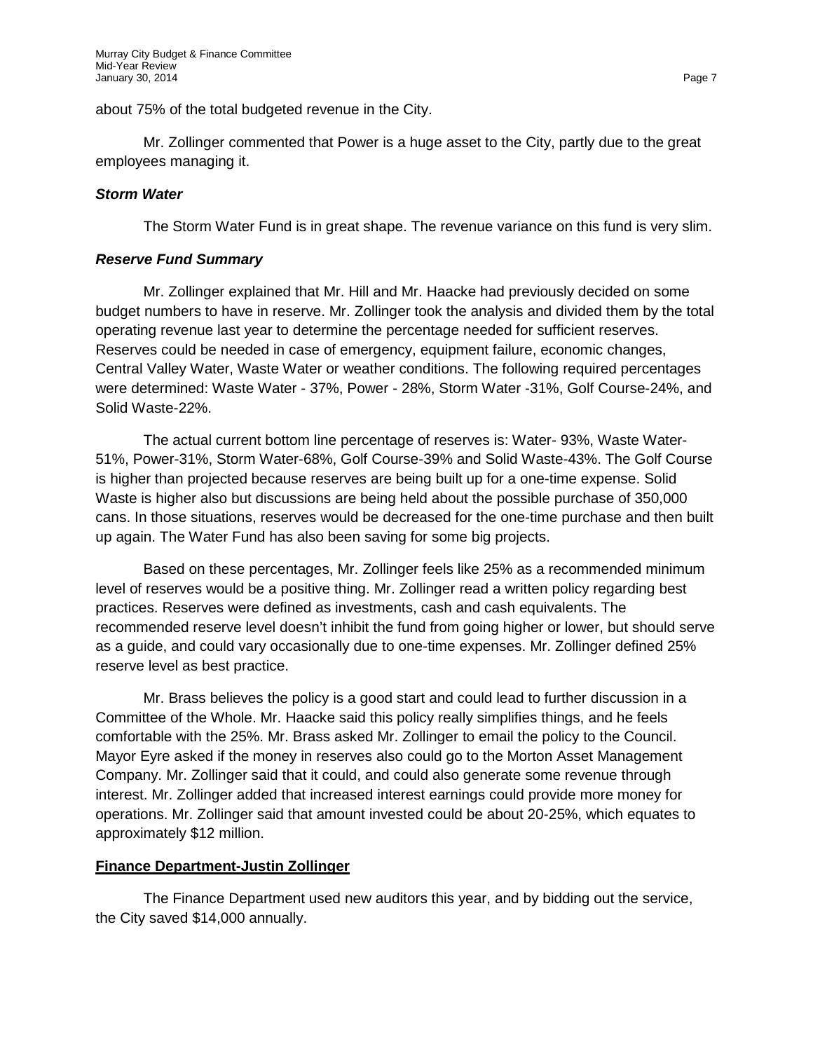about 75% of the total budgeted revenue in the City.

Mr. Zollinger commented that Power is a huge asset to the City, partly due to the great employees managing it.

### *Storm Water*

The Storm Water Fund is in great shape. The revenue variance on this fund is very slim.

### *Reserve Fund Summary*

Mr. Zollinger explained that Mr. Hill and Mr. Haacke had previously decided on some budget numbers to have in reserve. Mr. Zollinger took the analysis and divided them by the total operating revenue last year to determine the percentage needed for sufficient reserves. Reserves could be needed in case of emergency, equipment failure, economic changes, Central Valley Water, Waste Water or weather conditions. The following required percentages were determined: Waste Water - 37%, Power - 28%, Storm Water -31%, Golf Course-24%, and Solid Waste-22%.

The actual current bottom line percentage of reserves is: Water- 93%, Waste Water-51%, Power-31%, Storm Water-68%, Golf Course-39% and Solid Waste-43%. The Golf Course is higher than projected because reserves are being built up for a one-time expense. Solid Waste is higher also but discussions are being held about the possible purchase of 350,000 cans. In those situations, reserves would be decreased for the one-time purchase and then built up again. The Water Fund has also been saving for some big projects.

Based on these percentages, Mr. Zollinger feels like 25% as a recommended minimum level of reserves would be a positive thing. Mr. Zollinger read a written policy regarding best practices. Reserves were defined as investments, cash and cash equivalents. The recommended reserve level doesn't inhibit the fund from going higher or lower, but should serve as a guide, and could vary occasionally due to one-time expenses. Mr. Zollinger defined 25% reserve level as best practice.

Mr. Brass believes the policy is a good start and could lead to further discussion in a Committee of the Whole. Mr. Haacke said this policy really simplifies things, and he feels comfortable with the 25%. Mr. Brass asked Mr. Zollinger to email the policy to the Council. Mayor Eyre asked if the money in reserves also could go to the Morton Asset Management Company. Mr. Zollinger said that it could, and could also generate some revenue through interest. Mr. Zollinger added that increased interest earnings could provide more money for operations. Mr. Zollinger said that amount invested could be about 20-25%, which equates to approximately $12 million.

## **Finance Department-Justin Zollinger**

The Finance Department used new auditors this year, and by bidding out the service, the City saved $14,000 annually.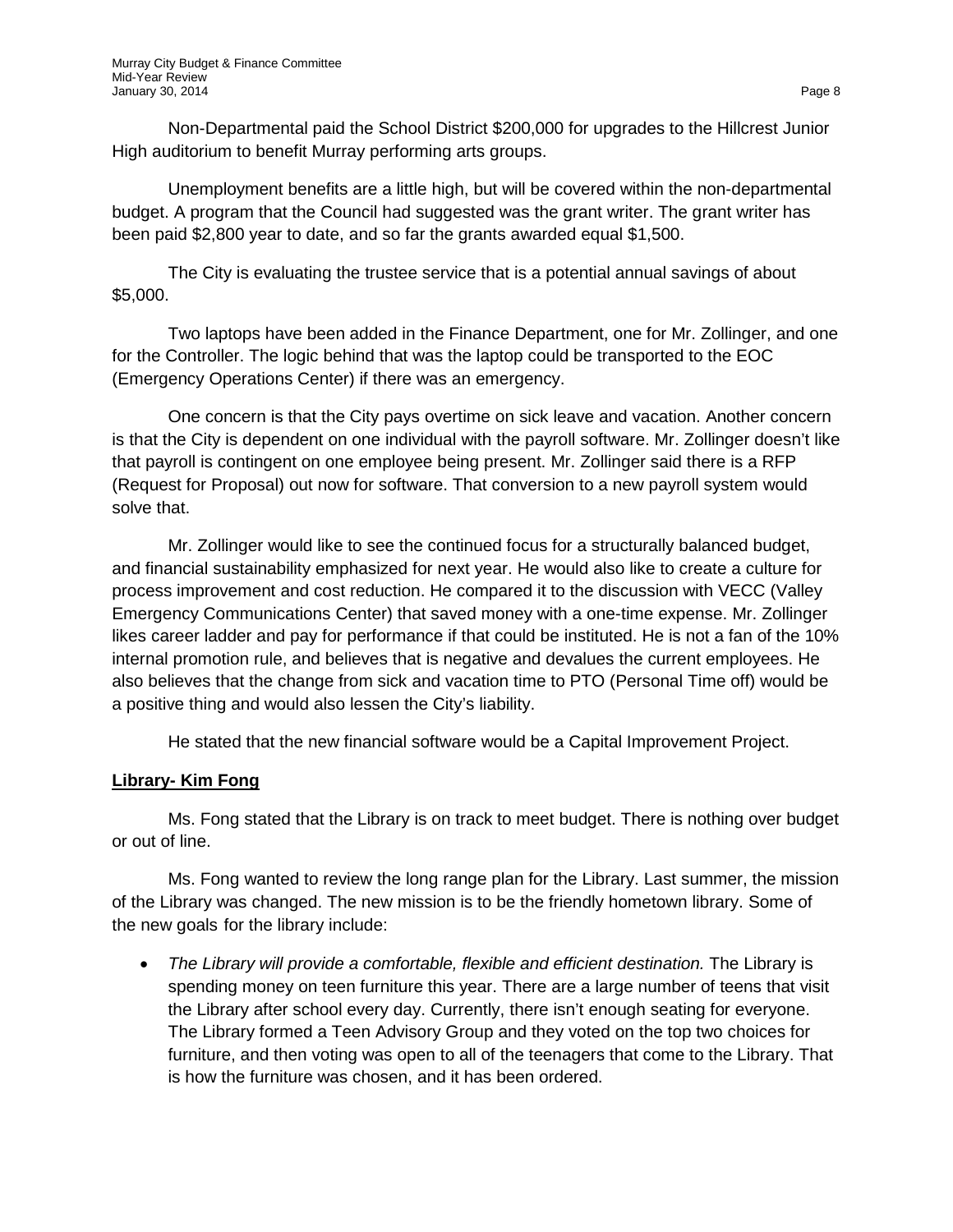Non-Departmental paid the School District $200,000 for upgrades to the Hillcrest Junior High auditorium to benefit Murray performing arts groups.

Unemployment benefits are a little high, but will be covered within the non-departmental budget. A program that the Council had suggested was the grant writer. The grant writer has been paid $2,800 year to date, and so far the grants awarded equal $1,500.

The City is evaluating the trustee service that is a potential annual savings of about $5,000.

Two laptops have been added in the Finance Department, one for Mr. Zollinger, and one for the Controller. The logic behind that was the laptop could be transported to the EOC (Emergency Operations Center) if there was an emergency.

One concern is that the City pays overtime on sick leave and vacation. Another concern is that the City is dependent on one individual with the payroll software. Mr. Zollinger doesn't like that payroll is contingent on one employee being present. Mr. Zollinger said there is a RFP (Request for Proposal) out now for software. That conversion to a new payroll system would solve that.

Mr. Zollinger would like to see the continued focus for a structurally balanced budget, and financial sustainability emphasized for next year. He would also like to create a culture for process improvement and cost reduction. He compared it to the discussion with VECC (Valley Emergency Communications Center) that saved money with a one-time expense. Mr. Zollinger likes career ladder and pay for performance if that could be instituted. He is not a fan of the 10% internal promotion rule, and believes that is negative and devalues the current employees. He also believes that the change from sick and vacation time to PTO (Personal Time off) would be a positive thing and would also lessen the City's liability.

He stated that the new financial software would be a Capital Improvement Project.

**Library- Kim Fong**

Ms. Fong stated that the Library is on track to meet budget. There is nothing over budget or out of line.

Ms. Fong wanted to review the long range plan for the Library. Last summer, the mission of the Library was changed. The new mission is to be the friendly hometown library. Some of the new goals for the library include:

- *The Library will provide a comfortable, flexible and efficient destination.* The Library is spending money on teen furniture this year. There are a large number of teens that visit the Library after school every day. Currently, there isn't enough seating for everyone. The Library formed a Teen Advisory Group and they voted on the top two choices for furniture, and then voting was open to all of the teenagers that come to the Library. That is how the furniture was chosen, and it has been ordered.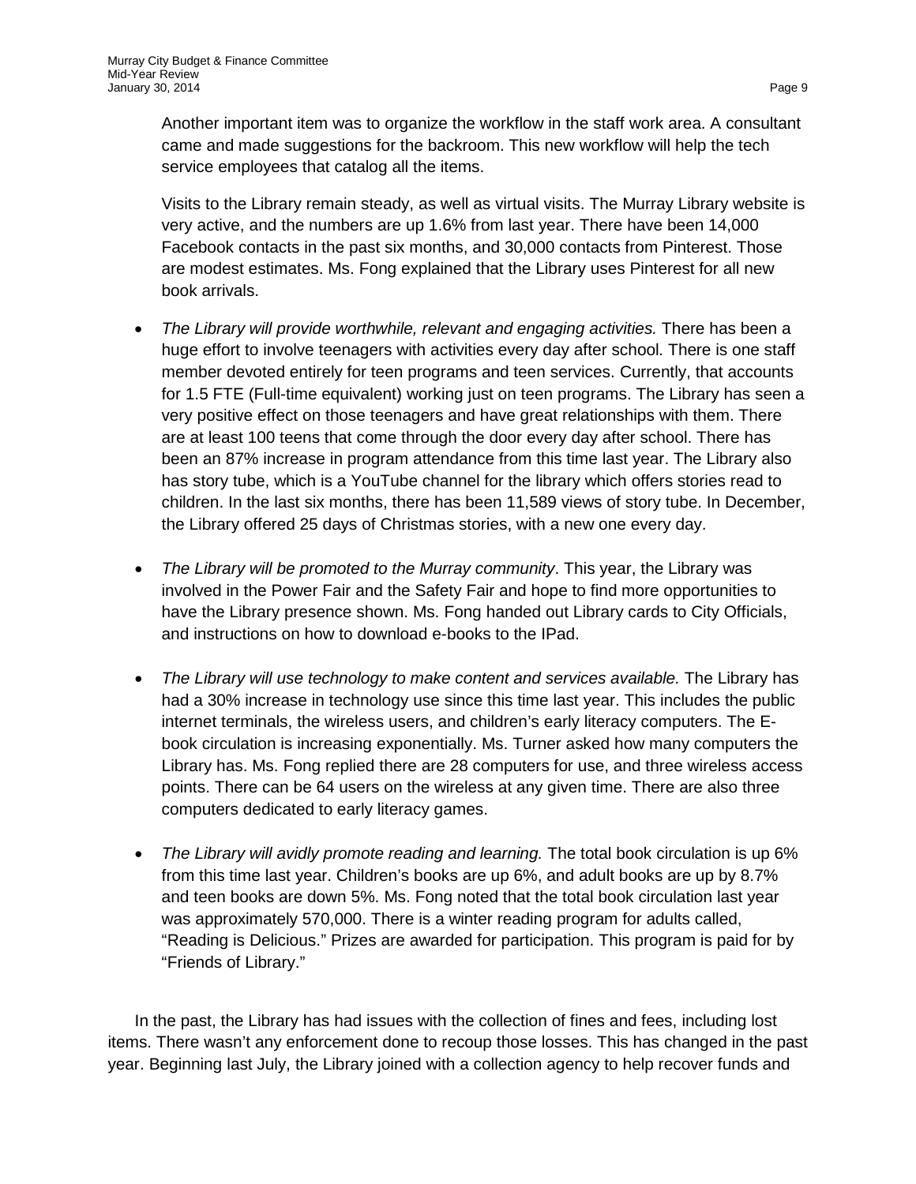Another important item was to organize the workflow in the staff work area. A consultant came and made suggestions for the backroom. This new workflow will help the tech service employees that catalog all the items.

Visits to the Library remain steady, as well as virtual visits. The Murray Library website is very active, and the numbers are up 1.6% from last year. There have been 14,000 Facebook contacts in the past six months, and 30,000 contacts from Pinterest. Those are modest estimates. Ms. Fong explained that the Library uses Pinterest for all new book arrivals.

- *The Library will provide worthwhile, relevant and engaging activities.* There has been a huge effort to involve teenagers with activities every day after school. There is one staff member devoted entirely for teen programs and teen services. Currently, that accounts for 1.5 FTE (Full-time equivalent) working just on teen programs. The Library has seen a very positive effect on those teenagers and have great relationships with them. There are at least 100 teens that come through the door every day after school. There has been an 87% increase in program attendance from this time last year. The Library also has story tube, which is a YouTube channel for the library which offers stories read to children. In the last six months, there has been 11,589 views of story tube. In December, the Library offered 25 days of Christmas stories, with a new one every day.

- *The Library will be promoted to the Murray community*. This year, the Library was involved in the Power Fair and the Safety Fair and hope to find more opportunities to have the Library presence shown. Ms. Fong handed out Library cards to City Officials, and instructions on how to download e-books to the IPad.

- *The Library will use technology to make content and services available.* The Library has had a 30% increase in technology use since this time last year. This includes the public internet terminals, the wireless users, and children's early literacy computers. The E-book circulation is increasing exponentially. Ms. Turner asked how many computers the Library has. Ms. Fong replied there are 28 computers for use, and three wireless access points. There can be 64 users on the wireless at any given time. There are also three computers dedicated to early literacy games.

- *The Library will avidly promote reading and learning.* The total book circulation is up 6% from this time last year. Children's books are up 6%, and adult books are up by 8.7% and teen books are down 5%. Ms. Fong noted that the total book circulation last year was approximately 570,000. There is a winter reading program for adults called, "Reading is Delicious." Prizes are awarded for participation. This program is paid for by "Friends of Library."

In the past, the Library has had issues with the collection of fines and fees, including lost items. There wasn't any enforcement done to recoup those losses. This has changed in the past year. Beginning last July, the Library joined with a collection agency to help recover funds and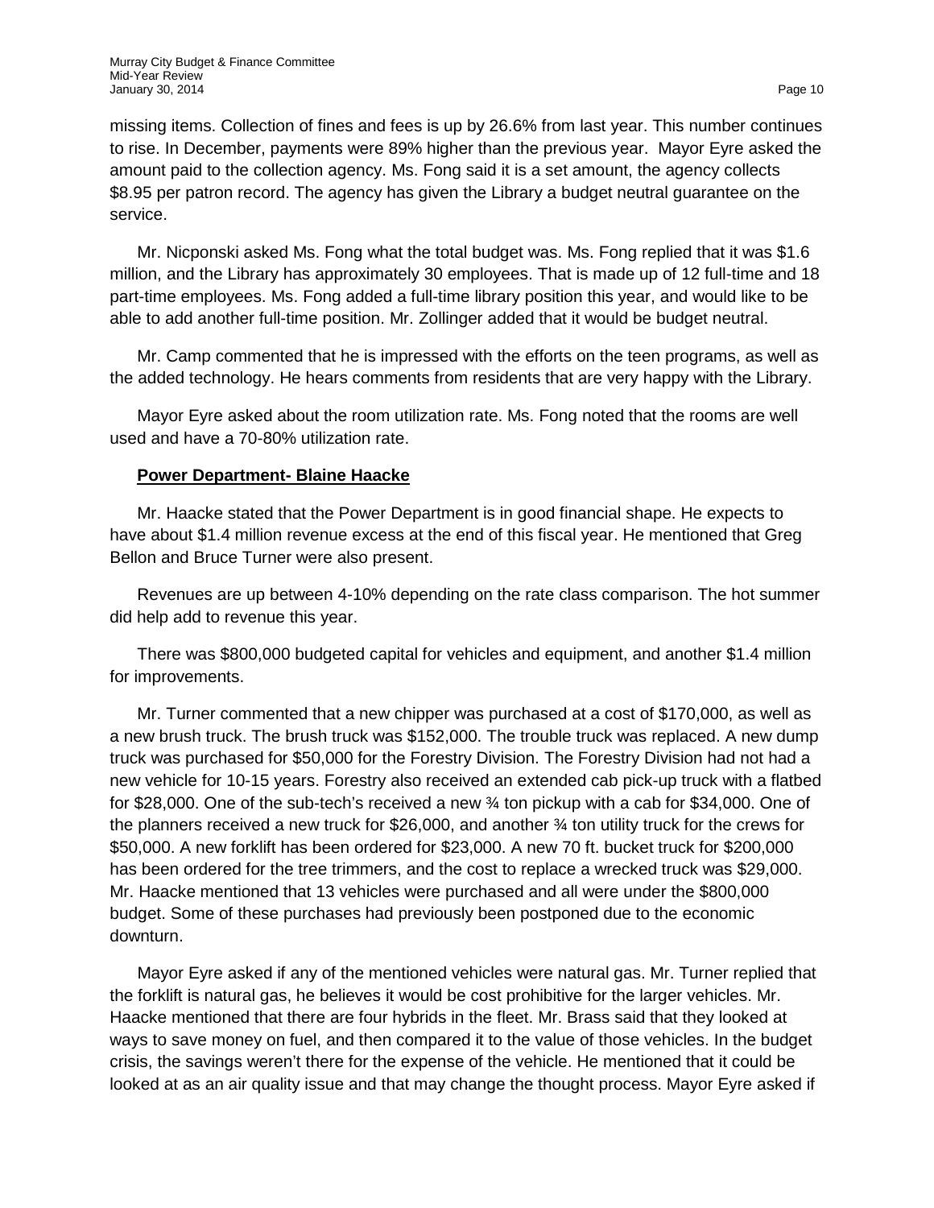missing items. Collection of fines and fees is up by 26.6% from last year. This number continues to rise. In December, payments were 89% higher than the previous year. Mayor Eyre asked the amount paid to the collection agency. Ms. Fong said it is a set amount, the agency collects $8.95 per patron record. The agency has given the Library a budget neutral guarantee on the service.

Mr. Nicponski asked Ms. Fong what the total budget was. Ms. Fong replied that it was $1.6 million, and the Library has approximately 30 employees. That is made up of 12 full-time and 18 part-time employees. Ms. Fong added a full-time library position this year, and would like to be able to add another full-time position. Mr. Zollinger added that it would be budget neutral.

Mr. Camp commented that he is impressed with the efforts on the teen programs, as well as the added technology. He hears comments from residents that are very happy with the Library.

Mayor Eyre asked about the room utilization rate. Ms. Fong noted that the rooms are well used and have a 70-80% utilization rate.

**Power Department- Blaine Haacke**

Mr. Haacke stated that the Power Department is in good financial shape. He expects to have about $1.4 million revenue excess at the end of this fiscal year. He mentioned that Greg Bellon and Bruce Turner were also present.

Revenues are up between 4-10% depending on the rate class comparison. The hot summer did help add to revenue this year.

There was $800,000 budgeted capital for vehicles and equipment, and another $1.4 million for improvements.

Mr. Turner commented that a new chipper was purchased at a cost of $170,000, as well as a new brush truck. The brush truck was $152,000. The trouble truck was replaced. A new dump truck was purchased for $50,000 for the Forestry Division. The Forestry Division had not had a new vehicle for 10-15 years. Forestry also received an extended cab pick-up truck with a flatbed for $28,000. One of the sub-tech's received a new ¾ ton pickup with a cab for $34,000. One of the planners received a new truck for $26,000, and another ¾ ton utility truck for the crews for $50,000. A new forklift has been ordered for $23,000. A new 70 ft. bucket truck for $200,000 has been ordered for the tree trimmers, and the cost to replace a wrecked truck was $29,000. Mr. Haacke mentioned that 13 vehicles were purchased and all were under the $800,000 budget. Some of these purchases had previously been postponed due to the economic downturn.

Mayor Eyre asked if any of the mentioned vehicles were natural gas. Mr. Turner replied that the forklift is natural gas, he believes it would be cost prohibitive for the larger vehicles. Mr. Haacke mentioned that there are four hybrids in the fleet. Mr. Brass said that they looked at ways to save money on fuel, and then compared it to the value of those vehicles. In the budget crisis, the savings weren't there for the expense of the vehicle. He mentioned that it could be looked at as an air quality issue and that may change the thought process. Mayor Eyre asked if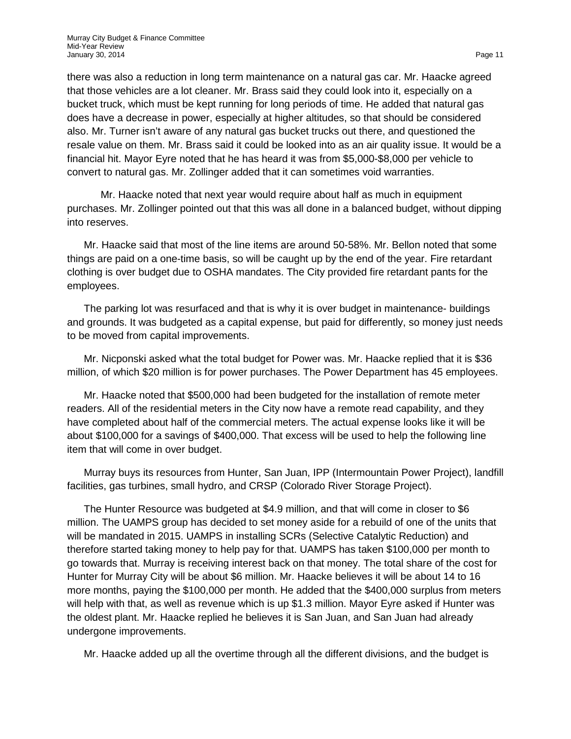there was also a reduction in long term maintenance on a natural gas car. Mr. Haacke agreed that those vehicles are a lot cleaner. Mr. Brass said they could look into it, especially on a bucket truck, which must be kept running for long periods of time. He added that natural gas does have a decrease in power, especially at higher altitudes, so that should be considered also. Mr. Turner isn't aware of any natural gas bucket trucks out there, and questioned the resale value on them. Mr. Brass said it could be looked into as an air quality issue. It would be a financial hit. Mayor Eyre noted that he has heard it was from $5,000-$8,000 per vehicle to convert to natural gas. Mr. Zollinger added that it can sometimes void warranties.

Mr. Haacke noted that next year would require about half as much in equipment purchases. Mr. Zollinger pointed out that this was all done in a balanced budget, without dipping into reserves.

Mr. Haacke said that most of the line items are around 50-58%. Mr. Bellon noted that some things are paid on a one-time basis, so will be caught up by the end of the year. Fire retardant clothing is over budget due to OSHA mandates. The City provided fire retardant pants for the employees.

The parking lot was resurfaced and that is why it is over budget in maintenance- buildings and grounds. It was budgeted as a capital expense, but paid for differently, so money just needs to be moved from capital improvements.

Mr. Nicponski asked what the total budget for Power was. Mr. Haacke replied that it is $36 million, of which $20 million is for power purchases. The Power Department has 45 employees.

Mr. Haacke noted that $500,000 had been budgeted for the installation of remote meter readers. All of the residential meters in the City now have a remote read capability, and they have completed about half of the commercial meters. The actual expense looks like it will be about $100,000 for a savings of $400,000. That excess will be used to help the following line item that will come in over budget.

Murray buys its resources from Hunter, San Juan, IPP (Intermountain Power Project), landfill facilities, gas turbines, small hydro, and CRSP (Colorado River Storage Project).

The Hunter Resource was budgeted at $4.9 million, and that will come in closer to $6 million. The UAMPS group has decided to set money aside for a rebuild of one of the units that will be mandated in 2015. UAMPS in installing SCRs (Selective Catalytic Reduction) and therefore started taking money to help pay for that. UAMPS has taken $100,000 per month to go towards that. Murray is receiving interest back on that money. The total share of the cost for Hunter for Murray City will be about $6 million. Mr. Haacke believes it will be about 14 to 16 more months, paying the $100,000 per month. He added that the $400,000 surplus from meters will help with that, as well as revenue which is up $1.3 million. Mayor Eyre asked if Hunter was the oldest plant. Mr. Haacke replied he believes it is San Juan, and San Juan had already undergone improvements.

Mr. Haacke added up all the overtime through all the different divisions, and the budget is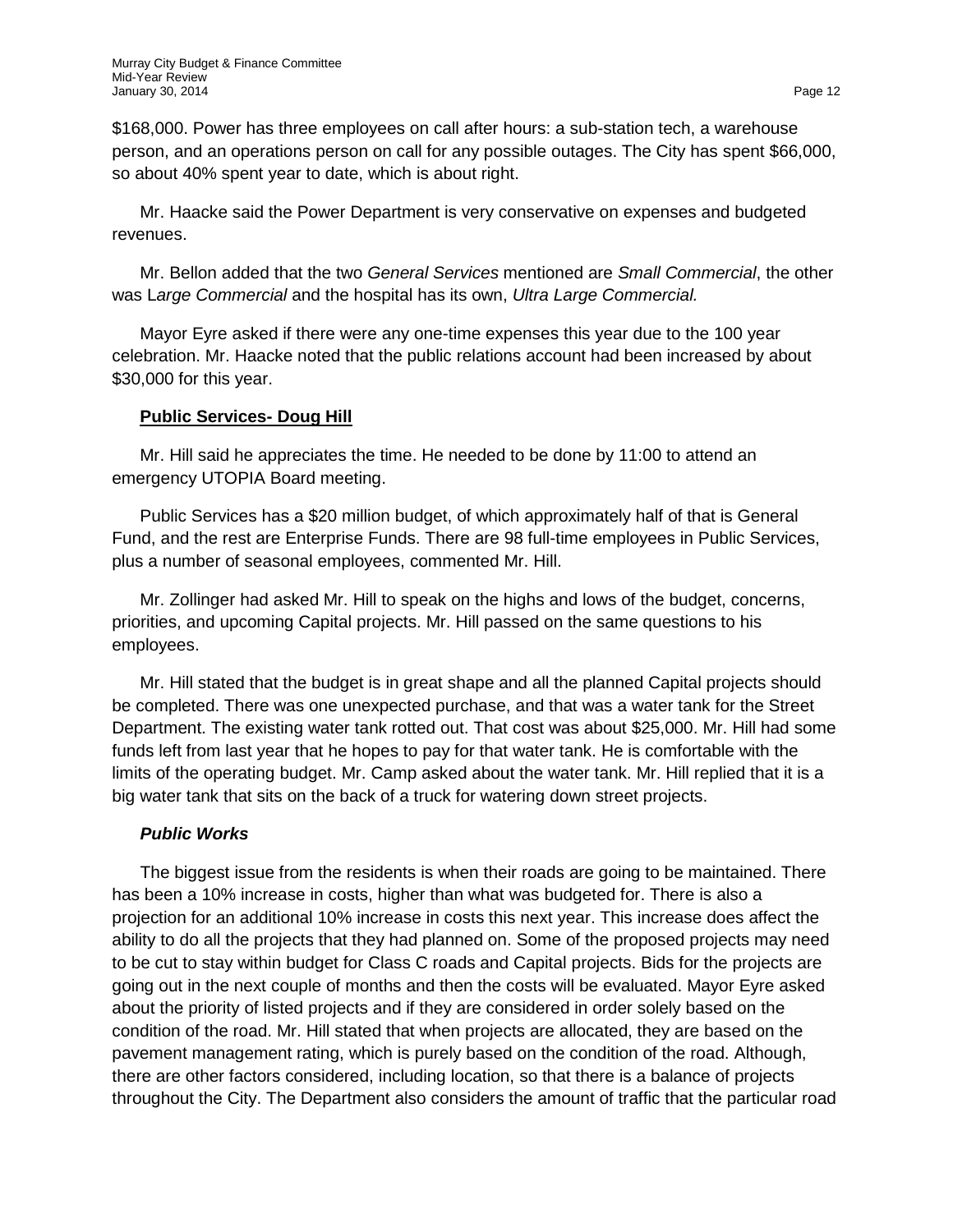$168,000. Power has three employees on call after hours: a sub-station tech, a warehouse person, and an operations person on call for any possible outages. The City has spent $66,000, so about 40% spent year to date, which is about right.

Mr. Haacke said the Power Department is very conservative on expenses and budgeted revenues.

Mr. Bellon added that the two *General Services* mentioned are *Small Commercial*, the other was L*arge Commercial* and the hospital has its own, *Ultra Large Commercial.*

Mayor Eyre asked if there were any one-time expenses this year due to the 100 year celebration. Mr. Haacke noted that the public relations account had been increased by about $30,000 for this year.

**Public Services- Doug Hill**

Mr. Hill said he appreciates the time. He needed to be done by 11:00 to attend an emergency UTOPIA Board meeting.

Public Services has a $20 million budget, of which approximately half of that is General Fund, and the rest are Enterprise Funds. There are 98 full-time employees in Public Services, plus a number of seasonal employees, commented Mr. Hill.

Mr. Zollinger had asked Mr. Hill to speak on the highs and lows of the budget, concerns, priorities, and upcoming Capital projects. Mr. Hill passed on the same questions to his employees.

Mr. Hill stated that the budget is in great shape and all the planned Capital projects should be completed. There was one unexpected purchase, and that was a water tank for the Street Department. The existing water tank rotted out. That cost was about $25,000. Mr. Hill had some funds left from last year that he hopes to pay for that water tank. He is comfortable with the limits of the operating budget. Mr. Camp asked about the water tank. Mr. Hill replied that it is a big water tank that sits on the back of a truck for watering down street projects.

***Public Works***

The biggest issue from the residents is when their roads are going to be maintained. There has been a 10% increase in costs, higher than what was budgeted for. There is also a projection for an additional 10% increase in costs this next year. This increase does affect the ability to do all the projects that they had planned on. Some of the proposed projects may need to be cut to stay within budget for Class C roads and Capital projects. Bids for the projects are going out in the next couple of months and then the costs will be evaluated. Mayor Eyre asked about the priority of listed projects and if they are considered in order solely based on the condition of the road. Mr. Hill stated that when projects are allocated, they are based on the pavement management rating, which is purely based on the condition of the road. Although, there are other factors considered, including location, so that there is a balance of projects throughout the City. The Department also considers the amount of traffic that the particular road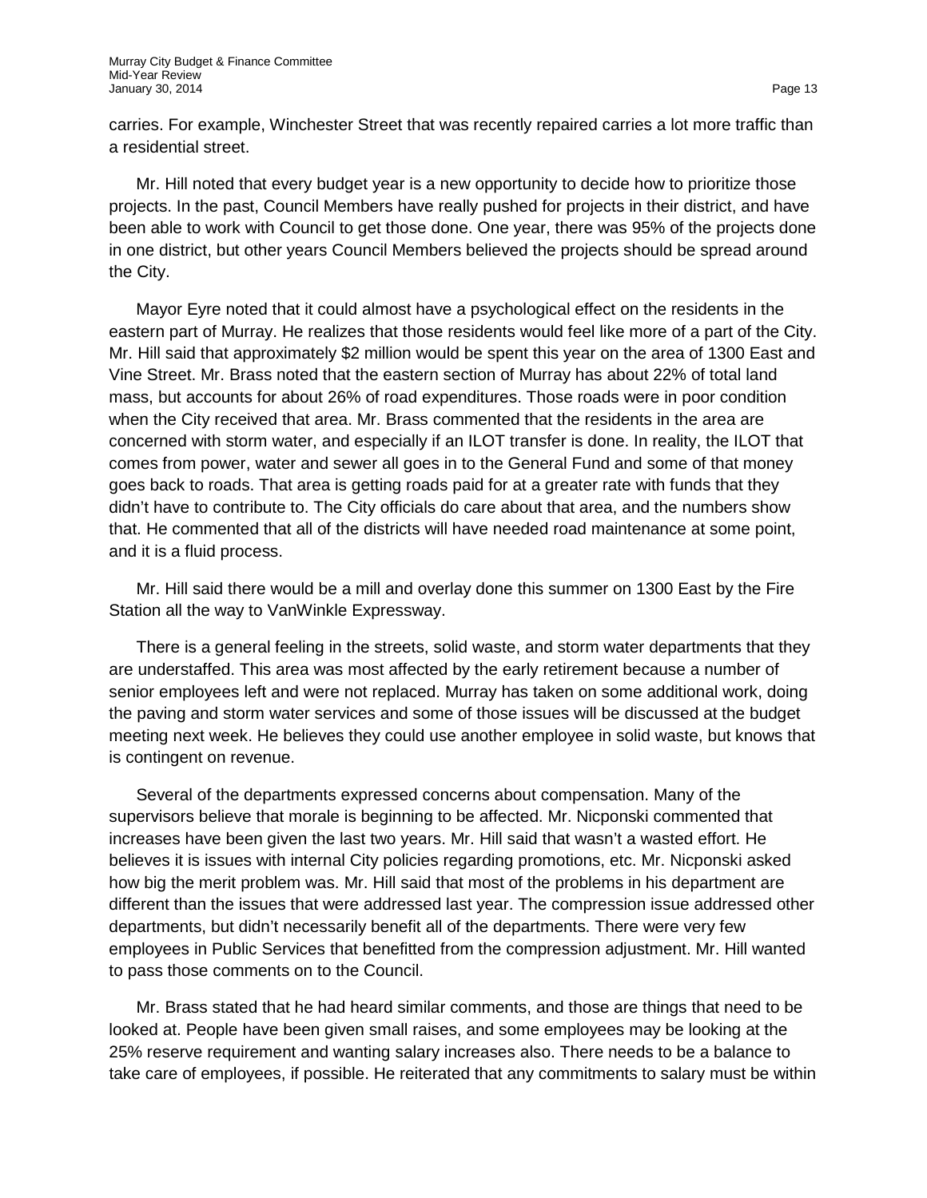carries. For example, Winchester Street that was recently repaired carries a lot more traffic than a residential street.

Mr. Hill noted that every budget year is a new opportunity to decide how to prioritize those projects. In the past, Council Members have really pushed for projects in their district, and have been able to work with Council to get those done. One year, there was 95% of the projects done in one district, but other years Council Members believed the projects should be spread around the City.

Mayor Eyre noted that it could almost have a psychological effect on the residents in the eastern part of Murray. He realizes that those residents would feel like more of a part of the City. Mr. Hill said that approximately $2 million would be spent this year on the area of 1300 East and Vine Street. Mr. Brass noted that the eastern section of Murray has about 22% of total land mass, but accounts for about 26% of road expenditures. Those roads were in poor condition when the City received that area. Mr. Brass commented that the residents in the area are concerned with storm water, and especially if an ILOT transfer is done. In reality, the ILOT that comes from power, water and sewer all goes in to the General Fund and some of that money goes back to roads. That area is getting roads paid for at a greater rate with funds that they didn't have to contribute to. The City officials do care about that area, and the numbers show that. He commented that all of the districts will have needed road maintenance at some point, and it is a fluid process.

Mr. Hill said there would be a mill and overlay done this summer on 1300 East by the Fire Station all the way to VanWinkle Expressway.

There is a general feeling in the streets, solid waste, and storm water departments that they are understaffed. This area was most affected by the early retirement because a number of senior employees left and were not replaced. Murray has taken on some additional work, doing the paving and storm water services and some of those issues will be discussed at the budget meeting next week. He believes they could use another employee in solid waste, but knows that is contingent on revenue.

Several of the departments expressed concerns about compensation. Many of the supervisors believe that morale is beginning to be affected. Mr. Nicponski commented that increases have been given the last two years. Mr. Hill said that wasn't a wasted effort. He believes it is issues with internal City policies regarding promotions, etc. Mr. Nicponski asked how big the merit problem was. Mr. Hill said that most of the problems in his department are different than the issues that were addressed last year. The compression issue addressed other departments, but didn't necessarily benefit all of the departments. There were very few employees in Public Services that benefitted from the compression adjustment. Mr. Hill wanted to pass those comments on to the Council.

Mr. Brass stated that he had heard similar comments, and those are things that need to be looked at. People have been given small raises, and some employees may be looking at the 25% reserve requirement and wanting salary increases also. There needs to be a balance to take care of employees, if possible. He reiterated that any commitments to salary must be within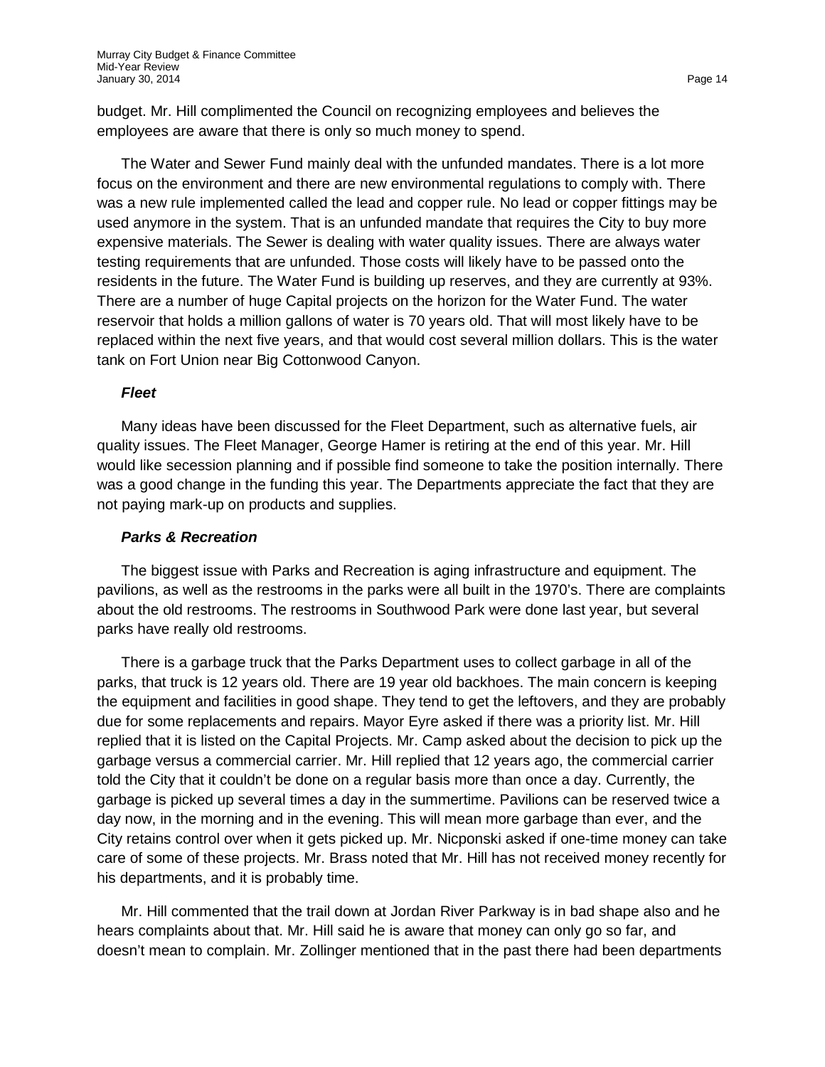budget. Mr. Hill complimented the Council on recognizing employees and believes the employees are aware that there is only so much money to spend.

The Water and Sewer Fund mainly deal with the unfunded mandates. There is a lot more focus on the environment and there are new environmental regulations to comply with. There was a new rule implemented called the lead and copper rule. No lead or copper fittings may be used anymore in the system. That is an unfunded mandate that requires the City to buy more expensive materials. The Sewer is dealing with water quality issues. There are always water testing requirements that are unfunded. Those costs will likely have to be passed onto the residents in the future. The Water Fund is building up reserves, and they are currently at 93%. There are a number of huge Capital projects on the horizon for the Water Fund. The water reservoir that holds a million gallons of water is 70 years old. That will most likely have to be replaced within the next five years, and that would cost several million dollars. This is the water tank on Fort Union near Big Cottonwood Canyon.

***Fleet***

Many ideas have been discussed for the Fleet Department, such as alternative fuels, air quality issues. The Fleet Manager, George Hamer is retiring at the end of this year. Mr. Hill would like secession planning and if possible find someone to take the position internally. There was a good change in the funding this year. The Departments appreciate the fact that they are not paying mark-up on products and supplies.

***Parks & Recreation***

The biggest issue with Parks and Recreation is aging infrastructure and equipment. The pavilions, as well as the restrooms in the parks were all built in the 1970's. There are complaints about the old restrooms. The restrooms in Southwood Park were done last year, but several parks have really old restrooms.

There is a garbage truck that the Parks Department uses to collect garbage in all of the parks, that truck is 12 years old. There are 19 year old backhoes. The main concern is keeping the equipment and facilities in good shape. They tend to get the leftovers, and they are probably due for some replacements and repairs. Mayor Eyre asked if there was a priority list. Mr. Hill replied that it is listed on the Capital Projects. Mr. Camp asked about the decision to pick up the garbage versus a commercial carrier. Mr. Hill replied that 12 years ago, the commercial carrier told the City that it couldn't be done on a regular basis more than once a day. Currently, the garbage is picked up several times a day in the summertime. Pavilions can be reserved twice a day now, in the morning and in the evening. This will mean more garbage than ever, and the City retains control over when it gets picked up. Mr. Nicponski asked if one-time money can take care of some of these projects. Mr. Brass noted that Mr. Hill has not received money recently for his departments, and it is probably time.

Mr. Hill commented that the trail down at Jordan River Parkway is in bad shape also and he hears complaints about that. Mr. Hill said he is aware that money can only go so far, and doesn't mean to complain. Mr. Zollinger mentioned that in the past there had been departments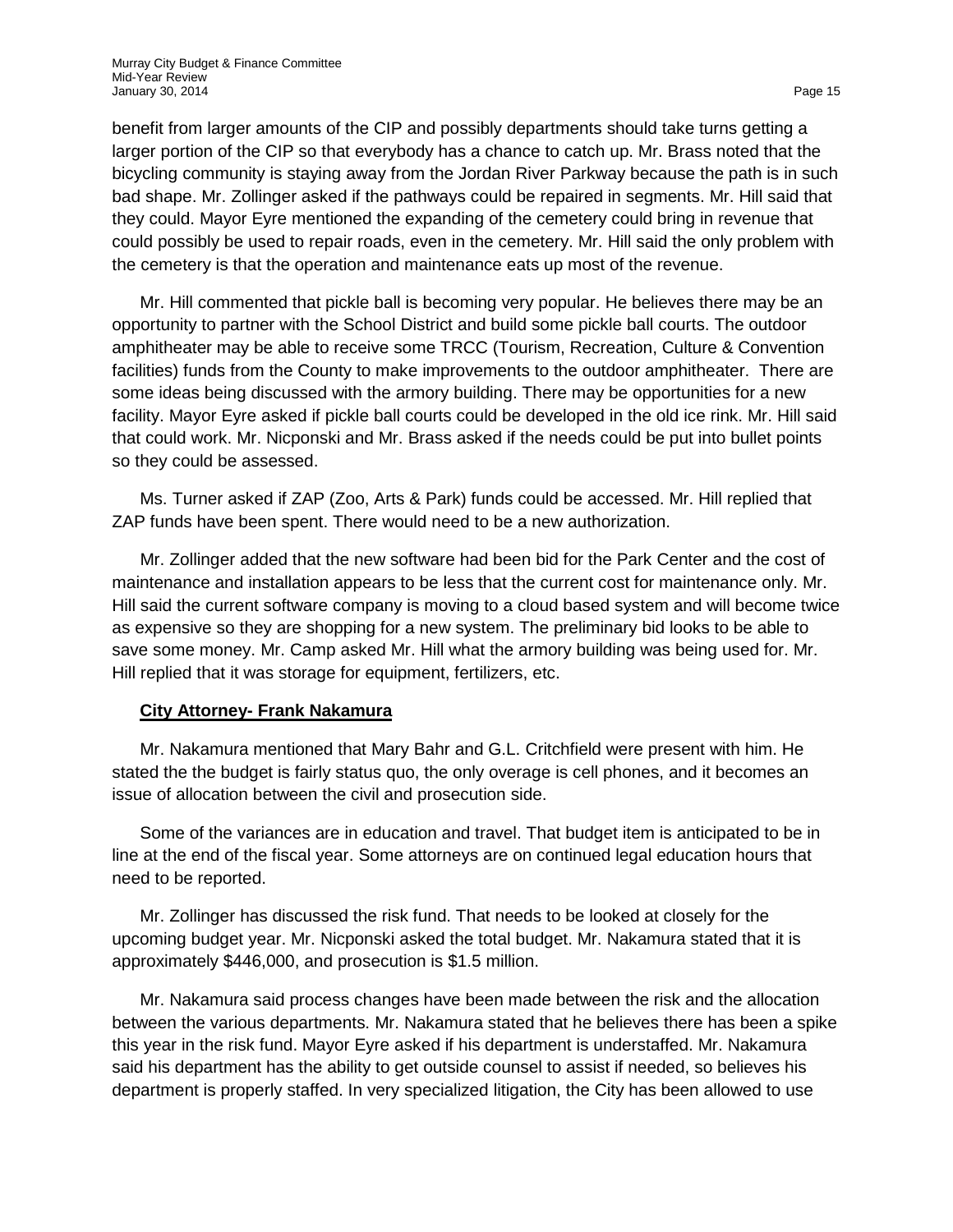benefit from larger amounts of the CIP and possibly departments should take turns getting a larger portion of the CIP so that everybody has a chance to catch up. Mr. Brass noted that the bicycling community is staying away from the Jordan River Parkway because the path is in such bad shape. Mr. Zollinger asked if the pathways could be repaired in segments. Mr. Hill said that they could. Mayor Eyre mentioned the expanding of the cemetery could bring in revenue that could possibly be used to repair roads, even in the cemetery. Mr. Hill said the only problem with the cemetery is that the operation and maintenance eats up most of the revenue.

Mr. Hill commented that pickle ball is becoming very popular. He believes there may be an opportunity to partner with the School District and build some pickle ball courts. The outdoor amphitheater may be able to receive some TRCC (Tourism, Recreation, Culture & Convention facilities) funds from the County to make improvements to the outdoor amphitheater. There are some ideas being discussed with the armory building. There may be opportunities for a new facility. Mayor Eyre asked if pickle ball courts could be developed in the old ice rink. Mr. Hill said that could work. Mr. Nicponski and Mr. Brass asked if the needs could be put into bullet points so they could be assessed.

Ms. Turner asked if ZAP (Zoo, Arts & Park) funds could be accessed. Mr. Hill replied that ZAP funds have been spent. There would need to be a new authorization.

Mr. Zollinger added that the new software had been bid for the Park Center and the cost of maintenance and installation appears to be less that the current cost for maintenance only. Mr. Hill said the current software company is moving to a cloud based system and will become twice as expensive so they are shopping for a new system. The preliminary bid looks to be able to save some money. Mr. Camp asked Mr. Hill what the armory building was being used for. Mr. Hill replied that it was storage for equipment, fertilizers, etc.

**City Attorney- Frank Nakamura**

Mr. Nakamura mentioned that Mary Bahr and G.L. Critchfield were present with him. He stated the the budget is fairly status quo, the only overage is cell phones, and it becomes an issue of allocation between the civil and prosecution side.

Some of the variances are in education and travel. That budget item is anticipated to be in line at the end of the fiscal year. Some attorneys are on continued legal education hours that need to be reported.

Mr. Zollinger has discussed the risk fund. That needs to be looked at closely for the upcoming budget year. Mr. Nicponski asked the total budget. Mr. Nakamura stated that it is approximately $446,000, and prosecution is $1.5 million.

Mr. Nakamura said process changes have been made between the risk and the allocation between the various departments. Mr. Nakamura stated that he believes there has been a spike this year in the risk fund. Mayor Eyre asked if his department is understaffed. Mr. Nakamura said his department has the ability to get outside counsel to assist if needed, so believes his department is properly staffed. In very specialized litigation, the City has been allowed to use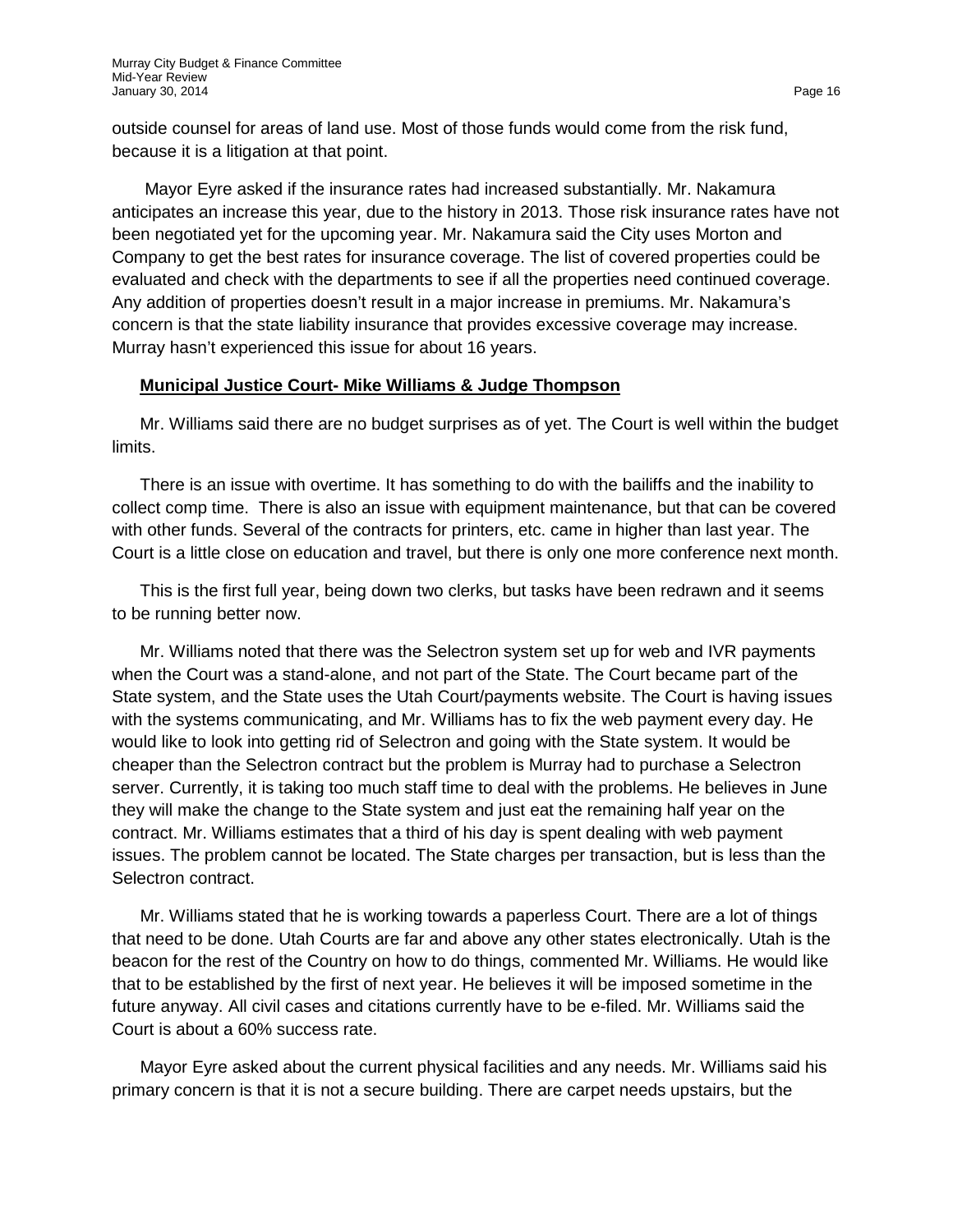outside counsel for areas of land use. Most of those funds would come from the risk fund, because it is a litigation at that point.

Mayor Eyre asked if the insurance rates had increased substantially. Mr. Nakamura anticipates an increase this year, due to the history in 2013. Those risk insurance rates have not been negotiated yet for the upcoming year. Mr. Nakamura said the City uses Morton and Company to get the best rates for insurance coverage. The list of covered properties could be evaluated and check with the departments to see if all the properties need continued coverage. Any addition of properties doesn't result in a major increase in premiums. Mr. Nakamura's concern is that the state liability insurance that provides excessive coverage may increase. Murray hasn't experienced this issue for about 16 years.

**Municipal Justice Court- Mike Williams & Judge Thompson**

Mr. Williams said there are no budget surprises as of yet. The Court is well within the budget limits.

There is an issue with overtime. It has something to do with the bailiffs and the inability to collect comp time. There is also an issue with equipment maintenance, but that can be covered with other funds. Several of the contracts for printers, etc. came in higher than last year. The Court is a little close on education and travel, but there is only one more conference next month.

This is the first full year, being down two clerks, but tasks have been redrawn and it seems to be running better now.

Mr. Williams noted that there was the Selectron system set up for web and IVR payments when the Court was a stand-alone, and not part of the State. The Court became part of the State system, and the State uses the Utah Court/payments website. The Court is having issues with the systems communicating, and Mr. Williams has to fix the web payment every day. He would like to look into getting rid of Selectron and going with the State system. It would be cheaper than the Selectron contract but the problem is Murray had to purchase a Selectron server. Currently, it is taking too much staff time to deal with the problems. He believes in June they will make the change to the State system and just eat the remaining half year on the contract. Mr. Williams estimates that a third of his day is spent dealing with web payment issues. The problem cannot be located. The State charges per transaction, but is less than the Selectron contract.

Mr. Williams stated that he is working towards a paperless Court. There are a lot of things that need to be done. Utah Courts are far and above any other states electronically. Utah is the beacon for the rest of the Country on how to do things, commented Mr. Williams. He would like that to be established by the first of next year. He believes it will be imposed sometime in the future anyway. All civil cases and citations currently have to be e-filed. Mr. Williams said the Court is about a 60% success rate.

Mayor Eyre asked about the current physical facilities and any needs. Mr. Williams said his primary concern is that it is not a secure building. There are carpet needs upstairs, but the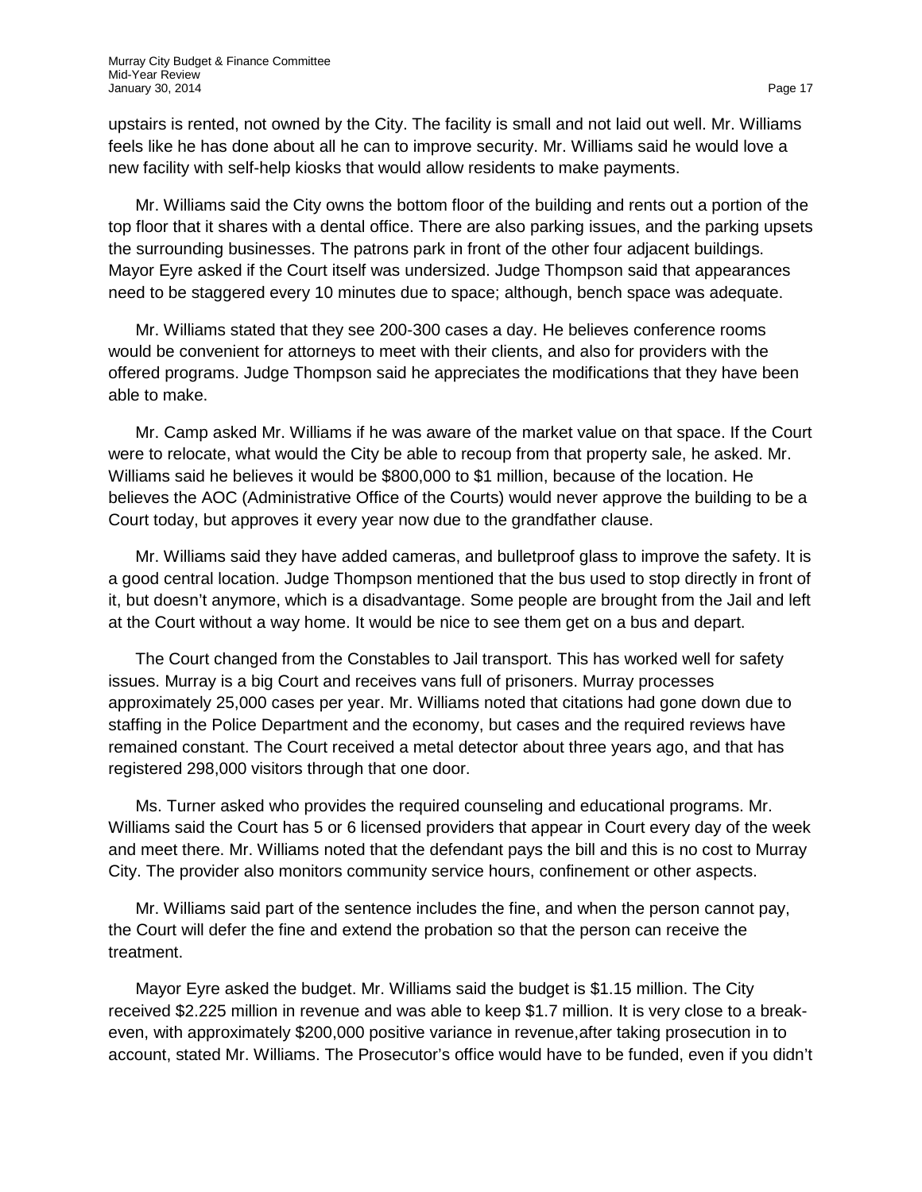upstairs is rented, not owned by the City. The facility is small and not laid out well. Mr. Williams feels like he has done about all he can to improve security. Mr. Williams said he would love a new facility with self-help kiosks that would allow residents to make payments.

Mr. Williams said the City owns the bottom floor of the building and rents out a portion of the top floor that it shares with a dental office. There are also parking issues, and the parking upsets the surrounding businesses. The patrons park in front of the other four adjacent buildings. Mayor Eyre asked if the Court itself was undersized. Judge Thompson said that appearances need to be staggered every 10 minutes due to space; although, bench space was adequate.

Mr. Williams stated that they see 200-300 cases a day. He believes conference rooms would be convenient for attorneys to meet with their clients, and also for providers with the offered programs. Judge Thompson said he appreciates the modifications that they have been able to make.

Mr. Camp asked Mr. Williams if he was aware of the market value on that space. If the Court were to relocate, what would the City be able to recoup from that property sale, he asked. Mr. Williams said he believes it would be $800,000 to $1 million, because of the location. He believes the AOC (Administrative Office of the Courts) would never approve the building to be a Court today, but approves it every year now due to the grandfather clause.

Mr. Williams said they have added cameras, and bulletproof glass to improve the safety. It is a good central location. Judge Thompson mentioned that the bus used to stop directly in front of it, but doesn't anymore, which is a disadvantage. Some people are brought from the Jail and left at the Court without a way home. It would be nice to see them get on a bus and depart.

The Court changed from the Constables to Jail transport. This has worked well for safety issues. Murray is a big Court and receives vans full of prisoners. Murray processes approximately 25,000 cases per year. Mr. Williams noted that citations had gone down due to staffing in the Police Department and the economy, but cases and the required reviews have remained constant. The Court received a metal detector about three years ago, and that has registered 298,000 visitors through that one door.

Ms. Turner asked who provides the required counseling and educational programs. Mr. Williams said the Court has 5 or 6 licensed providers that appear in Court every day of the week and meet there. Mr. Williams noted that the defendant pays the bill and this is no cost to Murray City. The provider also monitors community service hours, confinement or other aspects.

Mr. Williams said part of the sentence includes the fine, and when the person cannot pay, the Court will defer the fine and extend the probation so that the person can receive the treatment.

Mayor Eyre asked the budget. Mr. Williams said the budget is $1.15 million. The City received $2.225 million in revenue and was able to keep $1.7 million. It is very close to a break-even, with approximately $200,000 positive variance in revenue,after taking prosecution in to account, stated Mr. Williams. The Prosecutor's office would have to be funded, even if you didn't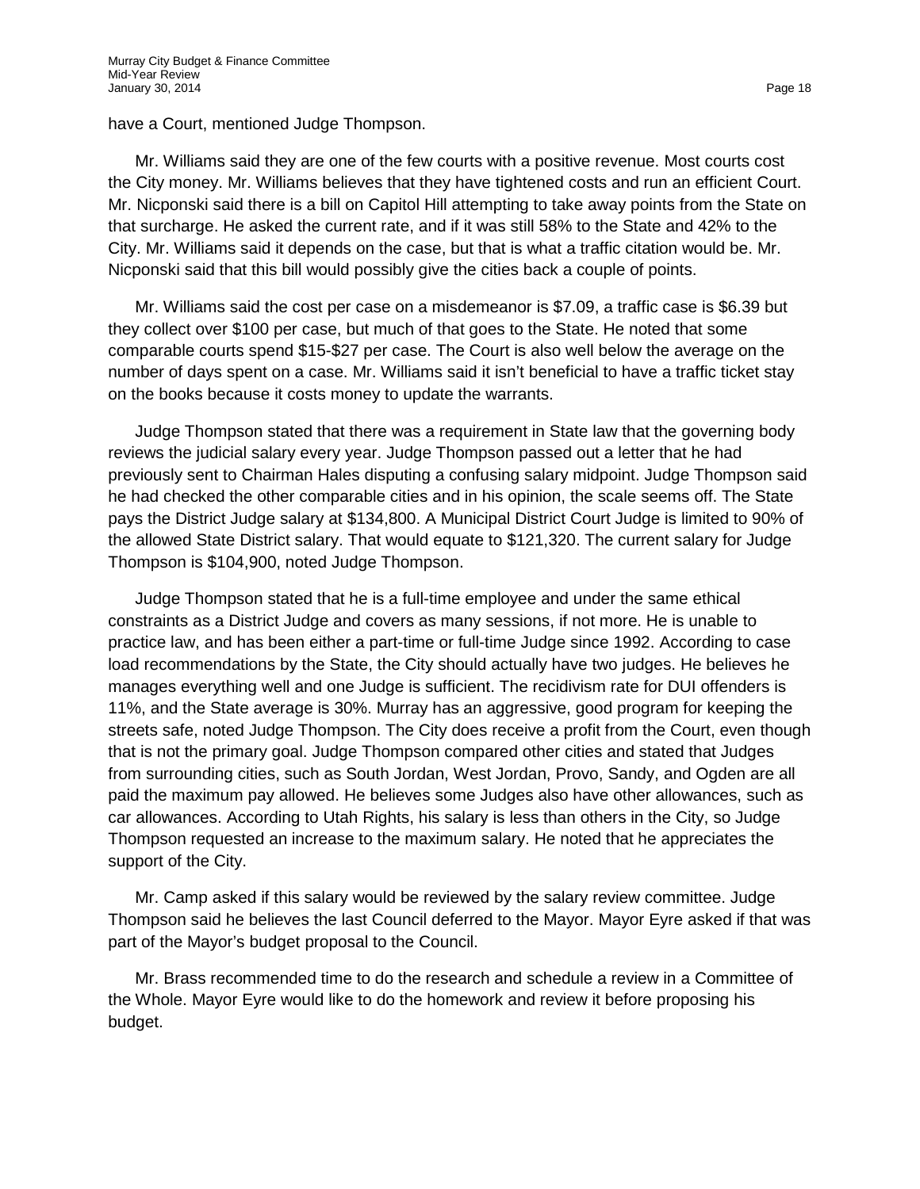have a Court, mentioned Judge Thompson.

Mr. Williams said they are one of the few courts with a positive revenue. Most courts cost the City money. Mr. Williams believes that they have tightened costs and run an efficient Court. Mr. Nicponski said there is a bill on Capitol Hill attempting to take away points from the State on that surcharge. He asked the current rate, and if it was still 58% to the State and 42% to the City. Mr. Williams said it depends on the case, but that is what a traffic citation would be. Mr. Nicponski said that this bill would possibly give the cities back a couple of points.

Mr. Williams said the cost per case on a misdemeanor is $7.09, a traffic case is $6.39 but they collect over $100 per case, but much of that goes to the State. He noted that some comparable courts spend $15-$27 per case. The Court is also well below the average on the number of days spent on a case. Mr. Williams said it isn't beneficial to have a traffic ticket stay on the books because it costs money to update the warrants.

Judge Thompson stated that there was a requirement in State law that the governing body reviews the judicial salary every year. Judge Thompson passed out a letter that he had previously sent to Chairman Hales disputing a confusing salary midpoint. Judge Thompson said he had checked the other comparable cities and in his opinion, the scale seems off. The State pays the District Judge salary at $134,800. A Municipal District Court Judge is limited to 90% of the allowed State District salary. That would equate to $121,320. The current salary for Judge Thompson is $104,900, noted Judge Thompson.

Judge Thompson stated that he is a full-time employee and under the same ethical constraints as a District Judge and covers as many sessions, if not more. He is unable to practice law, and has been either a part-time or full-time Judge since 1992. According to case load recommendations by the State, the City should actually have two judges. He believes he manages everything well and one Judge is sufficient. The recidivism rate for DUI offenders is 11%, and the State average is 30%. Murray has an aggressive, good program for keeping the streets safe, noted Judge Thompson. The City does receive a profit from the Court, even though that is not the primary goal. Judge Thompson compared other cities and stated that Judges from surrounding cities, such as South Jordan, West Jordan, Provo, Sandy, and Ogden are all paid the maximum pay allowed. He believes some Judges also have other allowances, such as car allowances. According to Utah Rights, his salary is less than others in the City, so Judge Thompson requested an increase to the maximum salary. He noted that he appreciates the support of the City.

Mr. Camp asked if this salary would be reviewed by the salary review committee. Judge Thompson said he believes the last Council deferred to the Mayor. Mayor Eyre asked if that was part of the Mayor's budget proposal to the Council.

Mr. Brass recommended time to do the research and schedule a review in a Committee of the Whole. Mayor Eyre would like to do the homework and review it before proposing his budget.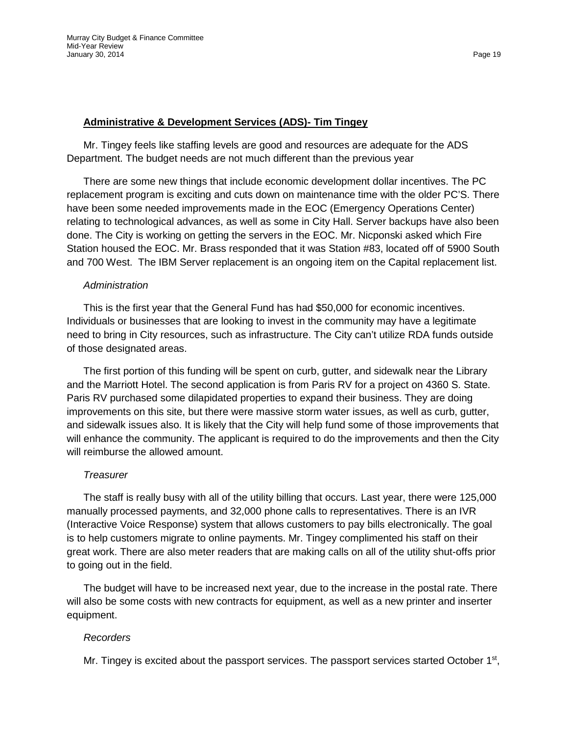**Administrative & Development Services (ADS)- Tim Tingey**

Mr. Tingey feels like staffing levels are good and resources are adequate for the ADS Department. The budget needs are not much different than the previous year

There are some new things that include economic development dollar incentives. The PC replacement program is exciting and cuts down on maintenance time with the older PC'S. There have been some needed improvements made in the EOC (Emergency Operations Center) relating to technological advances, as well as some in City Hall. Server backups have also been done. The City is working on getting the servers in the EOC. Mr. Nicponski asked which Fire Station housed the EOC. Mr. Brass responded that it was Station #83, located off of 5900 South and 700 West. The IBM Server replacement is an ongoing item on the Capital replacement list.

*Administration*

This is the first year that the General Fund has had $50,000 for economic incentives. Individuals or businesses that are looking to invest in the community may have a legitimate need to bring in City resources, such as infrastructure. The City can't utilize RDA funds outside of those designated areas.

The first portion of this funding will be spent on curb, gutter, and sidewalk near the Library and the Marriott Hotel. The second application is from Paris RV for a project on 4360 S. State. Paris RV purchased some dilapidated properties to expand their business. They are doing improvements on this site, but there were massive storm water issues, as well as curb, gutter, and sidewalk issues also. It is likely that the City will help fund some of those improvements that will enhance the community. The applicant is required to do the improvements and then the City will reimburse the allowed amount.

*Treasurer*

The staff is really busy with all of the utility billing that occurs. Last year, there were 125,000 manually processed payments, and 32,000 phone calls to representatives. There is an IVR (Interactive Voice Response) system that allows customers to pay bills electronically. The goal is to help customers migrate to online payments. Mr. Tingey complimented his staff on their great work. There are also meter readers that are making calls on all of the utility shut-offs prior to going out in the field.

The budget will have to be increased next year, due to the increase in the postal rate. There will also be some costs with new contracts for equipment, as well as a new printer and inserter equipment.

*Recorders*

Mr. Tingey is excited about the passport services. The passport services started October 1st,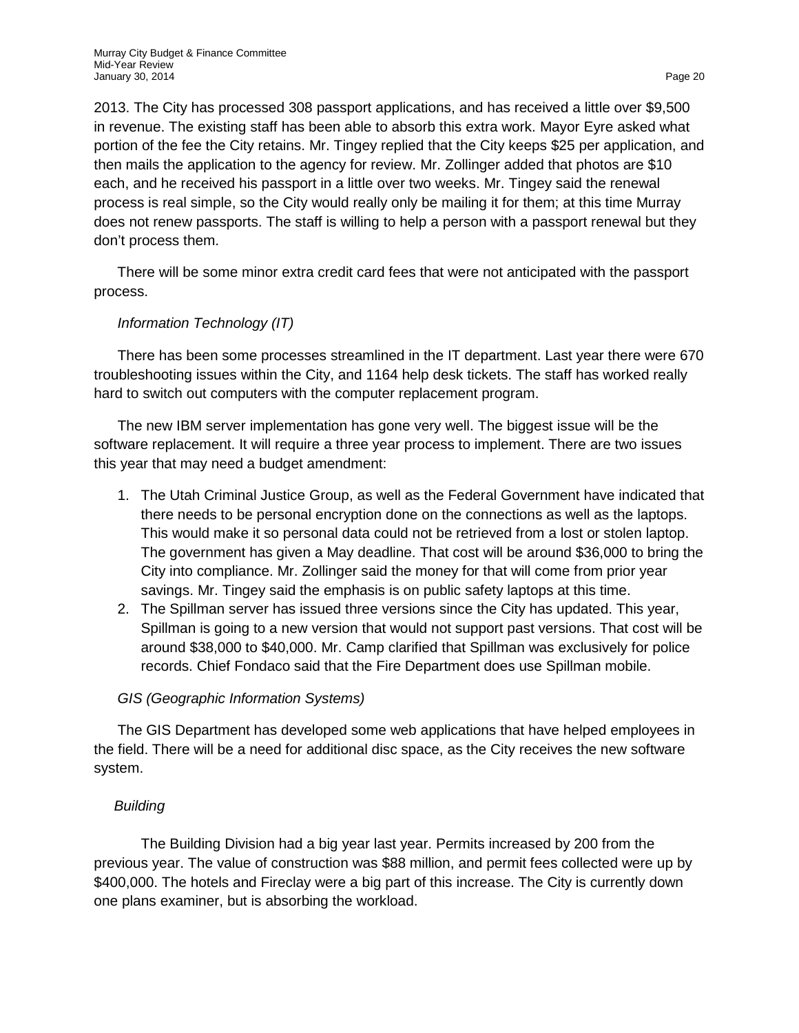2013. The City has processed 308 passport applications, and has received a little over $9,500 in revenue. The existing staff has been able to absorb this extra work. Mayor Eyre asked what portion of the fee the City retains. Mr. Tingey replied that the City keeps $25 per application, and then mails the application to the agency for review. Mr. Zollinger added that photos are $10 each, and he received his passport in a little over two weeks. Mr. Tingey said the renewal process is real simple, so the City would really only be mailing it for them; at this time Murray does not renew passports. The staff is willing to help a person with a passport renewal but they don't process them.

There will be some minor extra credit card fees that were not anticipated with the passport process.

*Information Technology (IT)*

There has been some processes streamlined in the IT department. Last year there were 670 troubleshooting issues within the City, and 1164 help desk tickets. The staff has worked really hard to switch out computers with the computer replacement program.

The new IBM server implementation has gone very well. The biggest issue will be the software replacement. It will require a three year process to implement. There are two issues this year that may need a budget amendment:

1. The Utah Criminal Justice Group, as well as the Federal Government have indicated that there needs to be personal encryption done on the connections as well as the laptops. This would make it so personal data could not be retrieved from a lost or stolen laptop. The government has given a May deadline. That cost will be around $36,000 to bring the City into compliance. Mr. Zollinger said the money for that will come from prior year savings. Mr. Tingey said the emphasis is on public safety laptops at this time.
2. The Spillman server has issued three versions since the City has updated. This year, Spillman is going to a new version that would not support past versions. That cost will be around $38,000 to $40,000. Mr. Camp clarified that Spillman was exclusively for police records. Chief Fondaco said that the Fire Department does use Spillman mobile.

*GIS (Geographic Information Systems)*

The GIS Department has developed some web applications that have helped employees in the field. There will be a need for additional disc space, as the City receives the new software system.

*Building*

The Building Division had a big year last year. Permits increased by 200 from the previous year. The value of construction was $88 million, and permit fees collected were up by $400,000. The hotels and Fireclay were a big part of this increase. The City is currently down one plans examiner, but is absorbing the workload.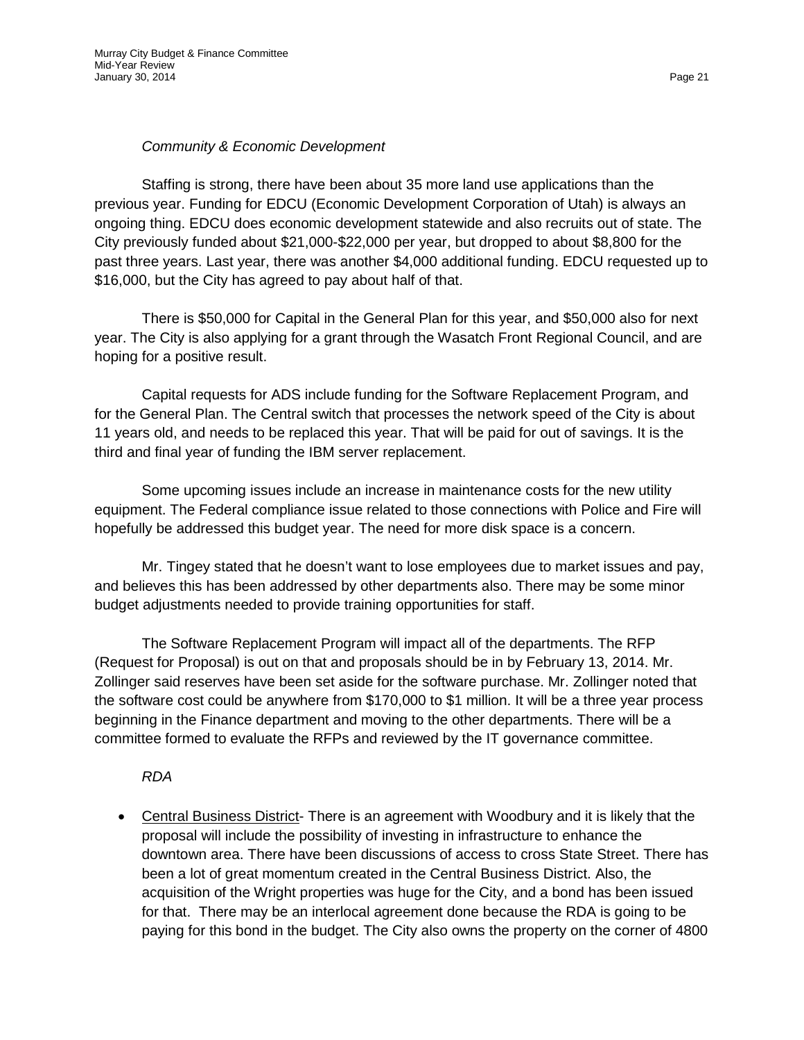*Community & Economic Development*

Staffing is strong, there have been about 35 more land use applications than the previous year. Funding for EDCU (Economic Development Corporation of Utah) is always an ongoing thing. EDCU does economic development statewide and also recruits out of state. The City previously funded about $21,000-$22,000 per year, but dropped to about $8,800 for the past three years. Last year, there was another $4,000 additional funding. EDCU requested up to $16,000, but the City has agreed to pay about half of that.

There is $50,000 for Capital in the General Plan for this year, and $50,000 also for next year. The City is also applying for a grant through the Wasatch Front Regional Council, and are hoping for a positive result.

Capital requests for ADS include funding for the Software Replacement Program, and for the General Plan. The Central switch that processes the network speed of the City is about 11 years old, and needs to be replaced this year. That will be paid for out of savings. It is the third and final year of funding the IBM server replacement.

Some upcoming issues include an increase in maintenance costs for the new utility equipment. The Federal compliance issue related to those connections with Police and Fire will hopefully be addressed this budget year. The need for more disk space is a concern.

Mr. Tingey stated that he doesn't want to lose employees due to market issues and pay, and believes this has been addressed by other departments also. There may be some minor budget adjustments needed to provide training opportunities for staff.

The Software Replacement Program will impact all of the departments. The RFP (Request for Proposal) is out on that and proposals should be in by February 13, 2014. Mr. Zollinger said reserves have been set aside for the software purchase. Mr. Zollinger noted that the software cost could be anywhere from $170,000 to $1 million. It will be a three year process beginning in the Finance department and moving to the other departments. There will be a committee formed to evaluate the RFPs and reviewed by the IT governance committee.

*RDA*

- Central Business District- There is an agreement with Woodbury and it is likely that the proposal will include the possibility of investing in infrastructure to enhance the downtown area. There have been discussions of access to cross State Street. There has been a lot of great momentum created in the Central Business District. Also, the acquisition of the Wright properties was huge for the City, and a bond has been issued for that. There may be an interlocal agreement done because the RDA is going to be paying for this bond in the budget. The City also owns the property on the corner of 4800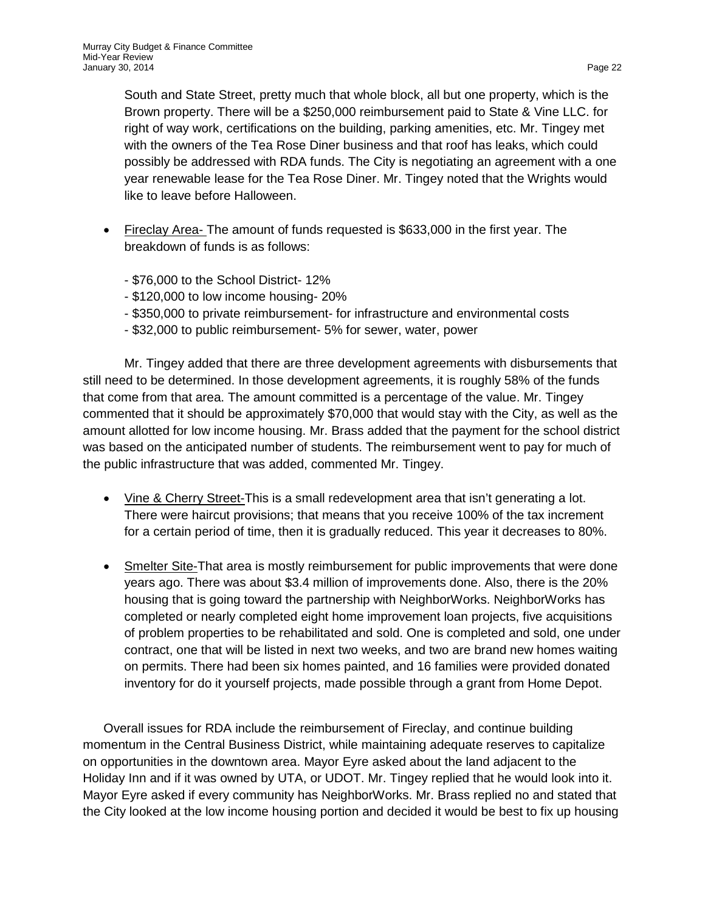South and State Street, pretty much that whole block, all but one property, which is the Brown property. There will be a $250,000 reimbursement paid to State & Vine LLC. for right of way work, certifications on the building, parking amenities, etc. Mr. Tingey met with the owners of the Tea Rose Diner business and that roof has leaks, which could possibly be addressed with RDA funds. The City is negotiating an agreement with a one year renewable lease for the Tea Rose Diner. Mr. Tingey noted that the Wrights would like to leave before Halloween.

- Fireclay Area- The amount of funds requested is $633,000 in the first year. The breakdown of funds is as follows:

  - $76,000 to the School District- 12%
  - $120,000 to low income housing- 20%
  - $350,000 to private reimbursement- for infrastructure and environmental costs
  - $32,000 to public reimbursement- 5% for sewer, water, power

Mr. Tingey added that there are three development agreements with disbursements that still need to be determined. In those development agreements, it is roughly 58% of the funds that come from that area. The amount committed is a percentage of the value. Mr. Tingey commented that it should be approximately $70,000 that would stay with the City, as well as the amount allotted for low income housing. Mr. Brass added that the payment for the school district was based on the anticipated number of students. The reimbursement went to pay for much of the public infrastructure that was added, commented Mr. Tingey.

- Vine & Cherry Street-This is a small redevelopment area that isn't generating a lot. There were haircut provisions; that means that you receive 100% of the tax increment for a certain period of time, then it is gradually reduced. This year it decreases to 80%.

- Smelter Site-That area is mostly reimbursement for public improvements that were done years ago. There was about $3.4 million of improvements done. Also, there is the 20% housing that is going toward the partnership with NeighborWorks. NeighborWorks has completed or nearly completed eight home improvement loan projects, five acquisitions of problem properties to be rehabilitated and sold. One is completed and sold, one under contract, one that will be listed in next two weeks, and two are brand new homes waiting on permits. There had been six homes painted, and 16 families were provided donated inventory for do it yourself projects, made possible through a grant from Home Depot.

Overall issues for RDA include the reimbursement of Fireclay, and continue building momentum in the Central Business District, while maintaining adequate reserves to capitalize on opportunities in the downtown area. Mayor Eyre asked about the land adjacent to the Holiday Inn and if it was owned by UTA, or UDOT. Mr. Tingey replied that he would look into it. Mayor Eyre asked if every community has NeighborWorks. Mr. Brass replied no and stated that the City looked at the low income housing portion and decided it would be best to fix up housing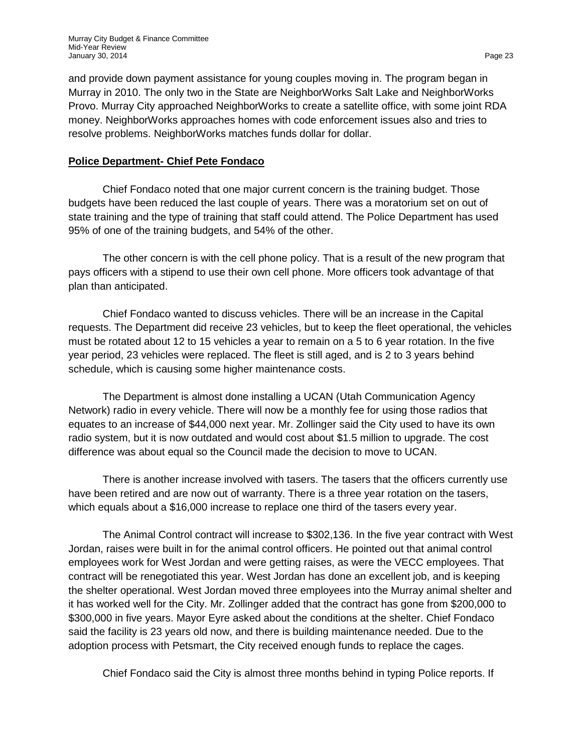and provide down payment assistance for young couples moving in. The program began in Murray in 2010. The only two in the State are NeighborWorks Salt Lake and NeighborWorks Provo. Murray City approached NeighborWorks to create a satellite office, with some joint RDA money. NeighborWorks approaches homes with code enforcement issues also and tries to resolve problems. NeighborWorks matches funds dollar for dollar.

**Police Department- Chief Pete Fondaco**

Chief Fondaco noted that one major current concern is the training budget. Those budgets have been reduced the last couple of years. There was a moratorium set on out of state training and the type of training that staff could attend. The Police Department has used 95% of one of the training budgets, and 54% of the other.

The other concern is with the cell phone policy. That is a result of the new program that pays officers with a stipend to use their own cell phone. More officers took advantage of that plan than anticipated.

Chief Fondaco wanted to discuss vehicles. There will be an increase in the Capital requests. The Department did receive 23 vehicles, but to keep the fleet operational, the vehicles must be rotated about 12 to 15 vehicles a year to remain on a 5 to 6 year rotation. In the five year period, 23 vehicles were replaced. The fleet is still aged, and is 2 to 3 years behind schedule, which is causing some higher maintenance costs.

The Department is almost done installing a UCAN (Utah Communication Agency Network) radio in every vehicle. There will now be a monthly fee for using those radios that equates to an increase of $44,000 next year. Mr. Zollinger said the City used to have its own radio system, but it is now outdated and would cost about $1.5 million to upgrade. The cost difference was about equal so the Council made the decision to move to UCAN.

There is another increase involved with tasers. The tasers that the officers currently use have been retired and are now out of warranty. There is a three year rotation on the tasers, which equals about a $16,000 increase to replace one third of the tasers every year.

The Animal Control contract will increase to $302,136. In the five year contract with West Jordan, raises were built in for the animal control officers. He pointed out that animal control employees work for West Jordan and were getting raises, as were the VECC employees. That contract will be renegotiated this year. West Jordan has done an excellent job, and is keeping the shelter operational. West Jordan moved three employees into the Murray animal shelter and it has worked well for the City. Mr. Zollinger added that the contract has gone from $200,000 to $300,000 in five years. Mayor Eyre asked about the conditions at the shelter. Chief Fondaco said the facility is 23 years old now, and there is building maintenance needed. Due to the adoption process with Petsmart, the City received enough funds to replace the cages.

Chief Fondaco said the City is almost three months behind in typing Police reports. If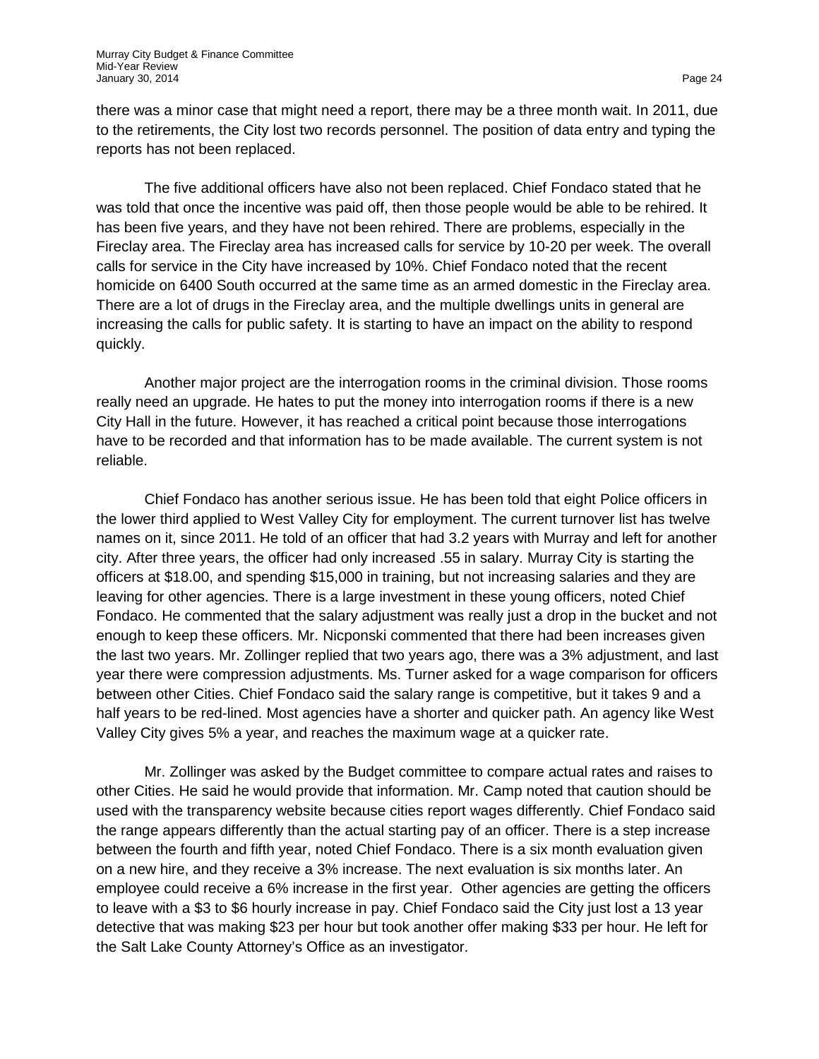there was a minor case that might need a report, there may be a three month wait. In 2011, due to the retirements, the City lost two records personnel. The position of data entry and typing the reports has not been replaced.

The five additional officers have also not been replaced. Chief Fondaco stated that he was told that once the incentive was paid off, then those people would be able to be rehired. It has been five years, and they have not been rehired. There are problems, especially in the Fireclay area. The Fireclay area has increased calls for service by 10-20 per week. The overall calls for service in the City have increased by 10%. Chief Fondaco noted that the recent homicide on 6400 South occurred at the same time as an armed domestic in the Fireclay area. There are a lot of drugs in the Fireclay area, and the multiple dwellings units in general are increasing the calls for public safety. It is starting to have an impact on the ability to respond quickly.

Another major project are the interrogation rooms in the criminal division. Those rooms really need an upgrade. He hates to put the money into interrogation rooms if there is a new City Hall in the future. However, it has reached a critical point because those interrogations have to be recorded and that information has to be made available. The current system is not reliable.

Chief Fondaco has another serious issue. He has been told that eight Police officers in the lower third applied to West Valley City for employment. The current turnover list has twelve names on it, since 2011. He told of an officer that had 3.2 years with Murray and left for another city. After three years, the officer had only increased .55 in salary. Murray City is starting the officers at $18.00, and spending $15,000 in training, but not increasing salaries and they are leaving for other agencies. There is a large investment in these young officers, noted Chief Fondaco. He commented that the salary adjustment was really just a drop in the bucket and not enough to keep these officers. Mr. Nicponski commented that there had been increases given the last two years. Mr. Zollinger replied that two years ago, there was a 3% adjustment, and last year there were compression adjustments. Ms. Turner asked for a wage comparison for officers between other Cities. Chief Fondaco said the salary range is competitive, but it takes 9 and a half years to be red-lined. Most agencies have a shorter and quicker path. An agency like West Valley City gives 5% a year, and reaches the maximum wage at a quicker rate.

Mr. Zollinger was asked by the Budget committee to compare actual rates and raises to other Cities. He said he would provide that information. Mr. Camp noted that caution should be used with the transparency website because cities report wages differently. Chief Fondaco said the range appears differently than the actual starting pay of an officer. There is a step increase between the fourth and fifth year, noted Chief Fondaco. There is a six month evaluation given on a new hire, and they receive a 3% increase. The next evaluation is six months later. An employee could receive a 6% increase in the first year. Other agencies are getting the officers to leave with a $3 to $6 hourly increase in pay. Chief Fondaco said the City just lost a 13 year detective that was making $23 per hour but took another offer making $33 per hour. He left for the Salt Lake County Attorney's Office as an investigator.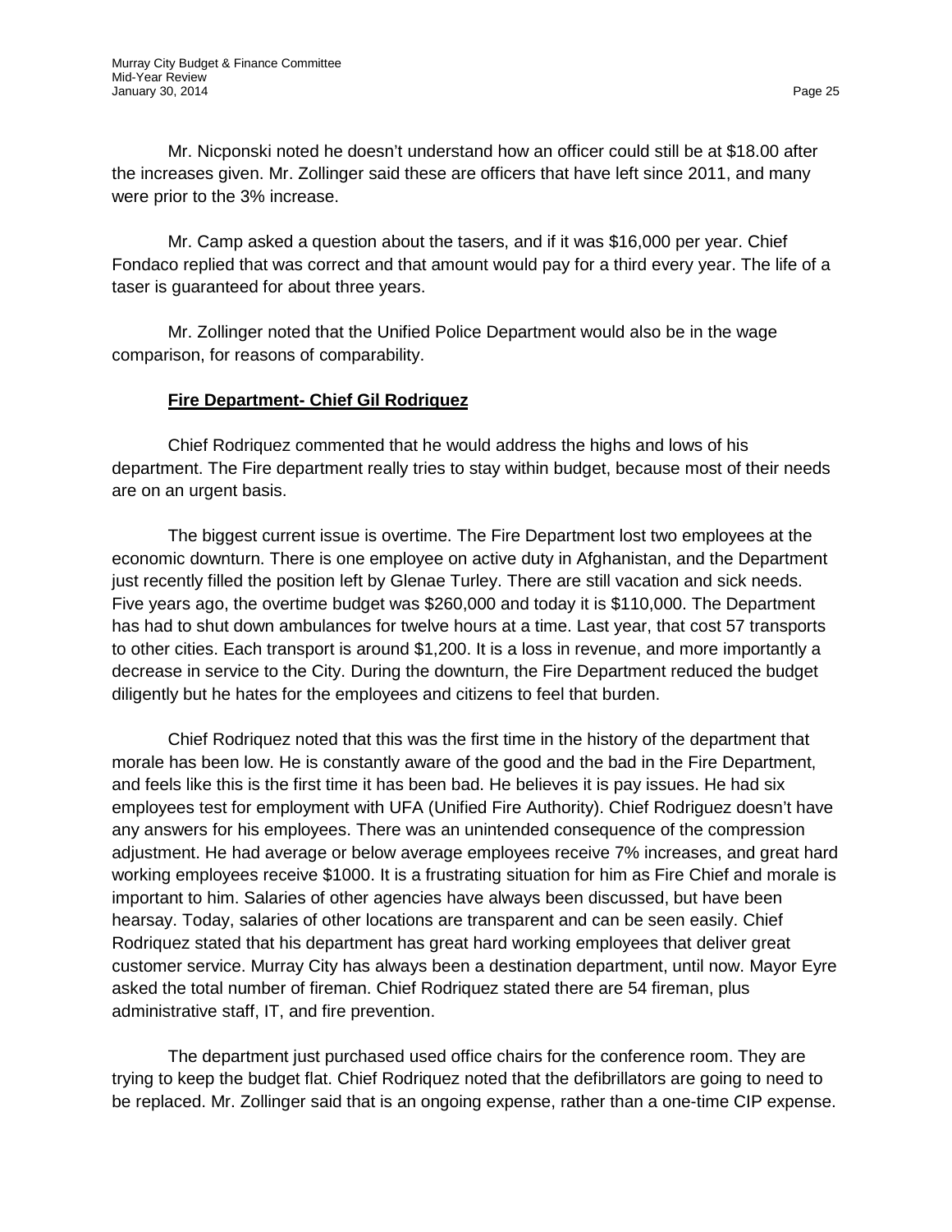Mr. Nicponski noted he doesn't understand how an officer could still be at $18.00 after the increases given. Mr. Zollinger said these are officers that have left since 2011, and many were prior to the 3% increase.

Mr. Camp asked a question about the tasers, and if it was $16,000 per year. Chief Fondaco replied that was correct and that amount would pay for a third every year. The life of a taser is guaranteed for about three years.

Mr. Zollinger noted that the Unified Police Department would also be in the wage comparison, for reasons of comparability.

**Fire Department- Chief Gil Rodriquez**

Chief Rodriquez commented that he would address the highs and lows of his department. The Fire department really tries to stay within budget, because most of their needs are on an urgent basis.

The biggest current issue is overtime. The Fire Department lost two employees at the economic downturn. There is one employee on active duty in Afghanistan, and the Department just recently filled the position left by Glenae Turley. There are still vacation and sick needs. Five years ago, the overtime budget was $260,000 and today it is $110,000. The Department has had to shut down ambulances for twelve hours at a time. Last year, that cost 57 transports to other cities. Each transport is around $1,200. It is a loss in revenue, and more importantly a decrease in service to the City. During the downturn, the Fire Department reduced the budget diligently but he hates for the employees and citizens to feel that burden.

Chief Rodriquez noted that this was the first time in the history of the department that morale has been low. He is constantly aware of the good and the bad in the Fire Department, and feels like this is the first time it has been bad. He believes it is pay issues. He had six employees test for employment with UFA (Unified Fire Authority). Chief Rodriguez doesn't have any answers for his employees. There was an unintended consequence of the compression adjustment. He had average or below average employees receive 7% increases, and great hard working employees receive $1000. It is a frustrating situation for him as Fire Chief and morale is important to him. Salaries of other agencies have always been discussed, but have been hearsay. Today, salaries of other locations are transparent and can be seen easily. Chief Rodriquez stated that his department has great hard working employees that deliver great customer service. Murray City has always been a destination department, until now. Mayor Eyre asked the total number of fireman. Chief Rodriquez stated there are 54 fireman, plus administrative staff, IT, and fire prevention.

The department just purchased used office chairs for the conference room. They are trying to keep the budget flat. Chief Rodriquez noted that the defibrillators are going to need to be replaced. Mr. Zollinger said that is an ongoing expense, rather than a one-time CIP expense.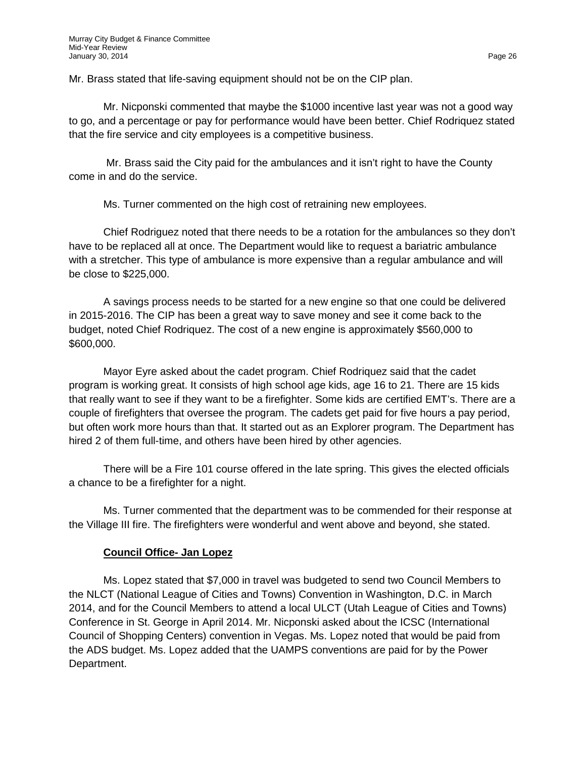Mr. Brass stated that life-saving equipment should not be on the CIP plan.

Mr. Nicponski commented that maybe the $1000 incentive last year was not a good way to go, and a percentage or pay for performance would have been better. Chief Rodriquez stated that the fire service and city employees is a competitive business.

Mr. Brass said the City paid for the ambulances and it isn't right to have the County come in and do the service.

Ms. Turner commented on the high cost of retraining new employees.

Chief Rodriguez noted that there needs to be a rotation for the ambulances so they don't have to be replaced all at once. The Department would like to request a bariatric ambulance with a stretcher. This type of ambulance is more expensive than a regular ambulance and will be close to $225,000.

A savings process needs to be started for a new engine so that one could be delivered in 2015-2016. The CIP has been a great way to save money and see it come back to the budget, noted Chief Rodriquez. The cost of a new engine is approximately $560,000 to $600,000.

Mayor Eyre asked about the cadet program. Chief Rodriquez said that the cadet program is working great. It consists of high school age kids, age 16 to 21. There are 15 kids that really want to see if they want to be a firefighter. Some kids are certified EMT's. There are a couple of firefighters that oversee the program. The cadets get paid for five hours a pay period, but often work more hours than that. It started out as an Explorer program. The Department has hired 2 of them full-time, and others have been hired by other agencies.

There will be a Fire 101 course offered in the late spring. This gives the elected officials a chance to be a firefighter for a night.

Ms. Turner commented that the department was to be commended for their response at the Village III fire. The firefighters were wonderful and went above and beyond, she stated.

**Council Office- Jan Lopez**

Ms. Lopez stated that $7,000 in travel was budgeted to send two Council Members to the NLCT (National League of Cities and Towns) Convention in Washington, D.C. in March 2014, and for the Council Members to attend a local ULCT (Utah League of Cities and Towns) Conference in St. George in April 2014. Mr. Nicponski asked about the ICSC (International Council of Shopping Centers) convention in Vegas. Ms. Lopez noted that would be paid from the ADS budget. Ms. Lopez added that the UAMPS conventions are paid for by the Power Department.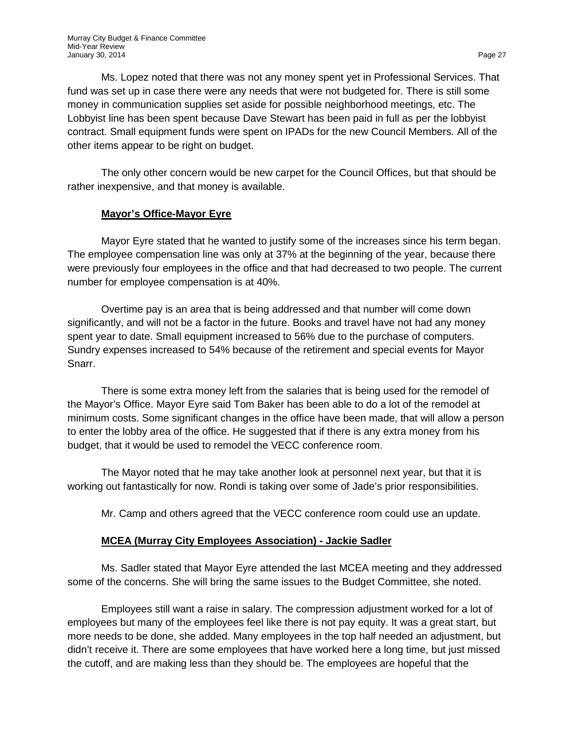Ms. Lopez noted that there was not any money spent yet in Professional Services. That fund was set up in case there were any needs that were not budgeted for. There is still some money in communication supplies set aside for possible neighborhood meetings, etc. The Lobbyist line has been spent because Dave Stewart has been paid in full as per the lobbyist contract. Small equipment funds were spent on IPADs for the new Council Members. All of the other items appear to be right on budget.

The only other concern would be new carpet for the Council Offices, but that should be rather inexpensive, and that money is available.

**Mayor's Office-Mayor Eyre**

Mayor Eyre stated that he wanted to justify some of the increases since his term began. The employee compensation line was only at 37% at the beginning of the year, because there were previously four employees in the office and that had decreased to two people. The current number for employee compensation is at 40%.

Overtime pay is an area that is being addressed and that number will come down significantly, and will not be a factor in the future. Books and travel have not had any money spent year to date. Small equipment increased to 56% due to the purchase of computers. Sundry expenses increased to 54% because of the retirement and special events for Mayor Snarr.

There is some extra money left from the salaries that is being used for the remodel of the Mayor's Office. Mayor Eyre said Tom Baker has been able to do a lot of the remodel at minimum costs. Some significant changes in the office have been made, that will allow a person to enter the lobby area of the office. He suggested that if there is any extra money from his budget, that it would be used to remodel the VECC conference room.

The Mayor noted that he may take another look at personnel next year, but that it is working out fantastically for now. Rondi is taking over some of Jade's prior responsibilities.

Mr. Camp and others agreed that the VECC conference room could use an update.

**MCEA (Murray City Employees Association) - Jackie Sadler**

Ms. Sadler stated that Mayor Eyre attended the last MCEA meeting and they addressed some of the concerns. She will bring the same issues to the Budget Committee, she noted.

Employees still want a raise in salary. The compression adjustment worked for a lot of employees but many of the employees feel like there is not pay equity. It was a great start, but more needs to be done, she added. Many employees in the top half needed an adjustment, but didn't receive it. There are some employees that have worked here a long time, but just missed the cutoff, and are making less than they should be. The employees are hopeful that the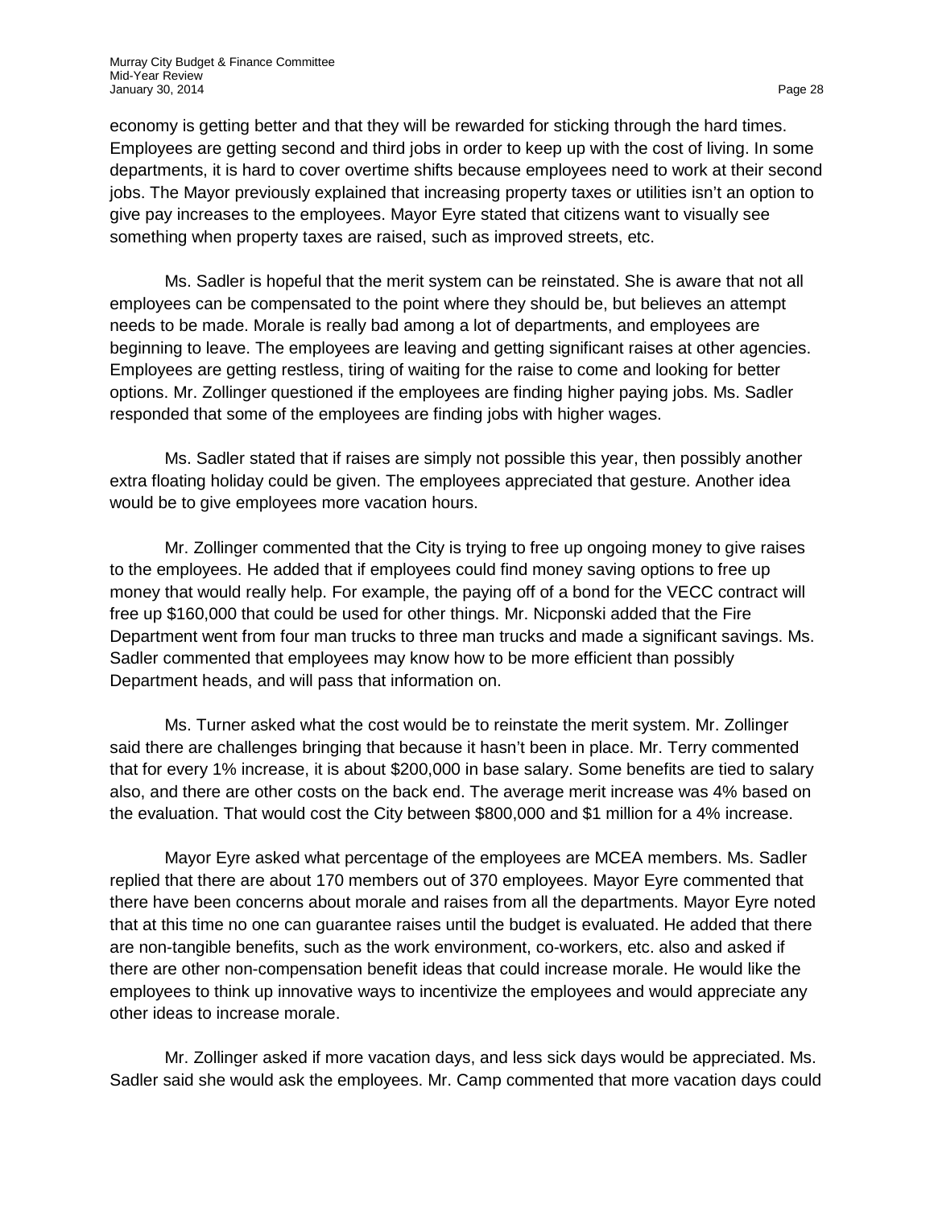economy is getting better and that they will be rewarded for sticking through the hard times. Employees are getting second and third jobs in order to keep up with the cost of living. In some departments, it is hard to cover overtime shifts because employees need to work at their second jobs. The Mayor previously explained that increasing property taxes or utilities isn't an option to give pay increases to the employees. Mayor Eyre stated that citizens want to visually see something when property taxes are raised, such as improved streets, etc.

Ms. Sadler is hopeful that the merit system can be reinstated. She is aware that not all employees can be compensated to the point where they should be, but believes an attempt needs to be made. Morale is really bad among a lot of departments, and employees are beginning to leave. The employees are leaving and getting significant raises at other agencies. Employees are getting restless, tiring of waiting for the raise to come and looking for better options. Mr. Zollinger questioned if the employees are finding higher paying jobs. Ms. Sadler responded that some of the employees are finding jobs with higher wages.

Ms. Sadler stated that if raises are simply not possible this year, then possibly another extra floating holiday could be given. The employees appreciated that gesture. Another idea would be to give employees more vacation hours.

Mr. Zollinger commented that the City is trying to free up ongoing money to give raises to the employees. He added that if employees could find money saving options to free up money that would really help. For example, the paying off of a bond for the VECC contract will free up $160,000 that could be used for other things. Mr. Nicponski added that the Fire Department went from four man trucks to three man trucks and made a significant savings. Ms. Sadler commented that employees may know how to be more efficient than possibly Department heads, and will pass that information on.

Ms. Turner asked what the cost would be to reinstate the merit system. Mr. Zollinger said there are challenges bringing that because it hasn't been in place. Mr. Terry commented that for every 1% increase, it is about $200,000 in base salary. Some benefits are tied to salary also, and there are other costs on the back end. The average merit increase was 4% based on the evaluation. That would cost the City between $800,000 and $1 million for a 4% increase.

Mayor Eyre asked what percentage of the employees are MCEA members. Ms. Sadler replied that there are about 170 members out of 370 employees. Mayor Eyre commented that there have been concerns about morale and raises from all the departments. Mayor Eyre noted that at this time no one can guarantee raises until the budget is evaluated. He added that there are non-tangible benefits, such as the work environment, co-workers, etc. also and asked if there are other non-compensation benefit ideas that could increase morale. He would like the employees to think up innovative ways to incentivize the employees and would appreciate any other ideas to increase morale.

Mr. Zollinger asked if more vacation days, and less sick days would be appreciated. Ms. Sadler said she would ask the employees. Mr. Camp commented that more vacation days could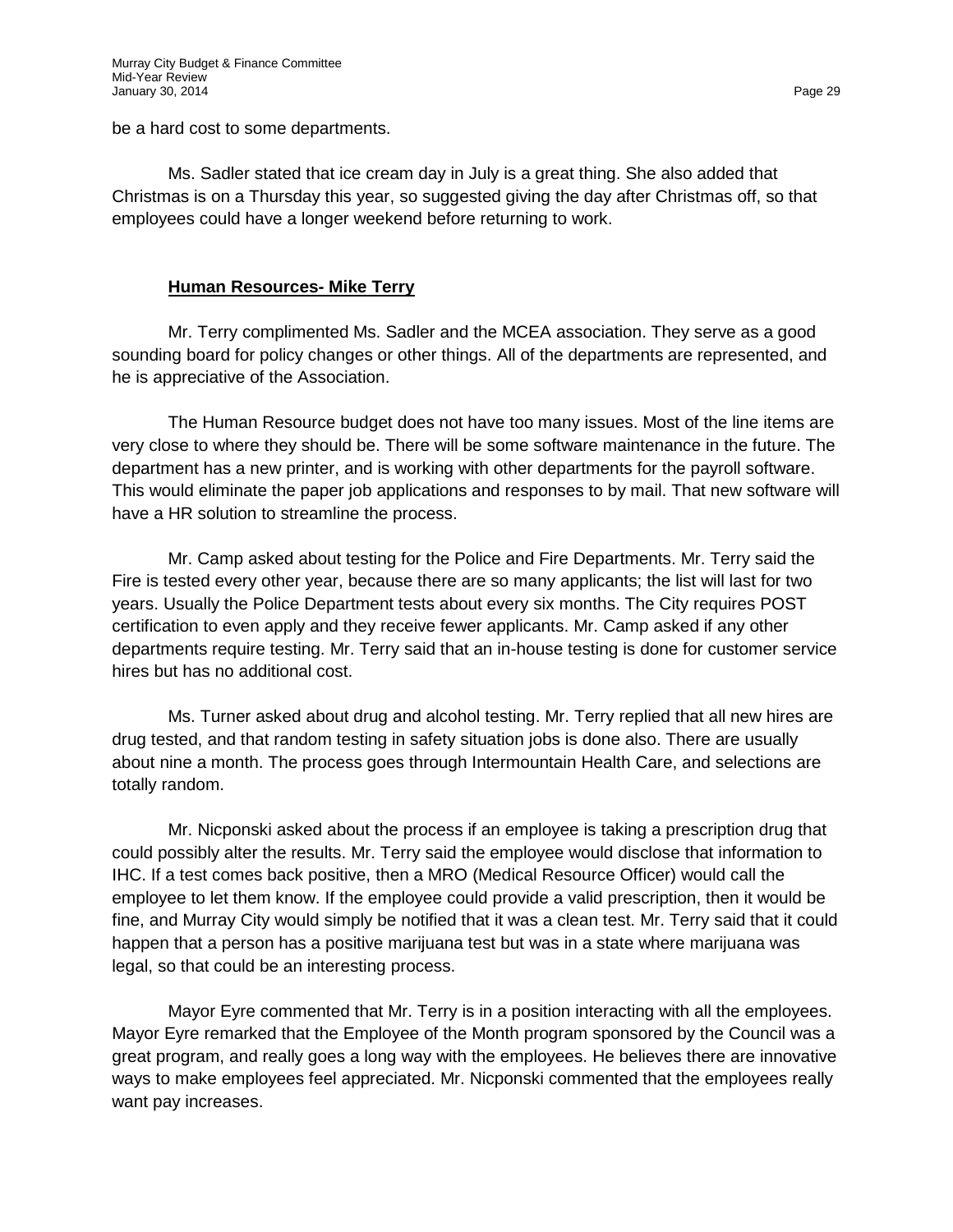be a hard cost to some departments.

Ms. Sadler stated that ice cream day in July is a great thing. She also added that Christmas is on a Thursday this year, so suggested giving the day after Christmas off, so that employees could have a longer weekend before returning to work.

**Human Resources- Mike Terry**

Mr. Terry complimented Ms. Sadler and the MCEA association. They serve as a good sounding board for policy changes or other things. All of the departments are represented, and he is appreciative of the Association.

The Human Resource budget does not have too many issues. Most of the line items are very close to where they should be. There will be some software maintenance in the future. The department has a new printer, and is working with other departments for the payroll software. This would eliminate the paper job applications and responses to by mail. That new software will have a HR solution to streamline the process.

Mr. Camp asked about testing for the Police and Fire Departments. Mr. Terry said the Fire is tested every other year, because there are so many applicants; the list will last for two years. Usually the Police Department tests about every six months. The City requires POST certification to even apply and they receive fewer applicants. Mr. Camp asked if any other departments require testing. Mr. Terry said that an in-house testing is done for customer service hires but has no additional cost.

Ms. Turner asked about drug and alcohol testing. Mr. Terry replied that all new hires are drug tested, and that random testing in safety situation jobs is done also. There are usually about nine a month. The process goes through Intermountain Health Care, and selections are totally random.

Mr. Nicponski asked about the process if an employee is taking a prescription drug that could possibly alter the results. Mr. Terry said the employee would disclose that information to IHC. If a test comes back positive, then a MRO (Medical Resource Officer) would call the employee to let them know. If the employee could provide a valid prescription, then it would be fine, and Murray City would simply be notified that it was a clean test. Mr. Terry said that it could happen that a person has a positive marijuana test but was in a state where marijuana was legal, so that could be an interesting process.

Mayor Eyre commented that Mr. Terry is in a position interacting with all the employees. Mayor Eyre remarked that the Employee of the Month program sponsored by the Council was a great program, and really goes a long way with the employees. He believes there are innovative ways to make employees feel appreciated. Mr. Nicponski commented that the employees really want pay increases.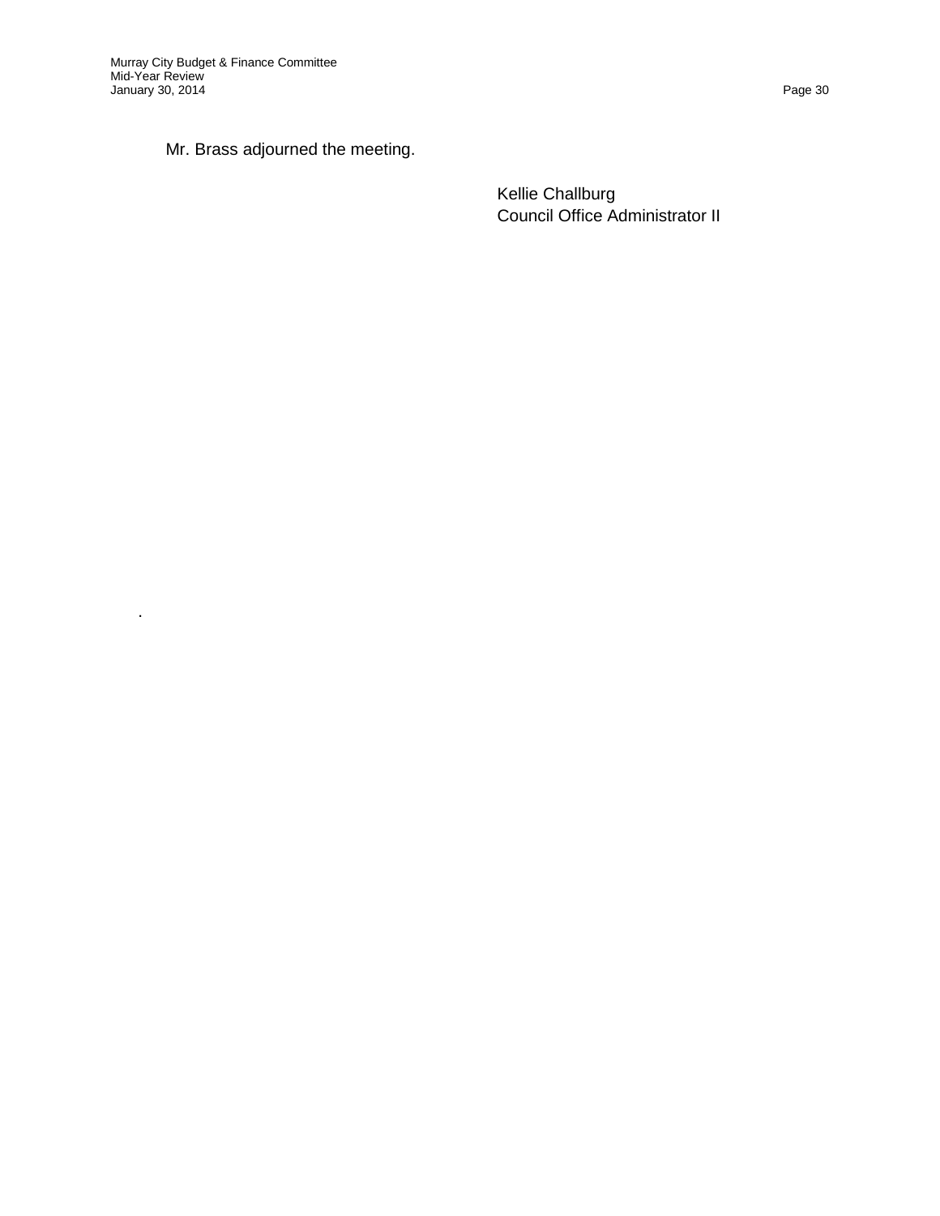Mr. Brass adjourned the meeting.

Kellie Challburg
Council Office Administrator II

.